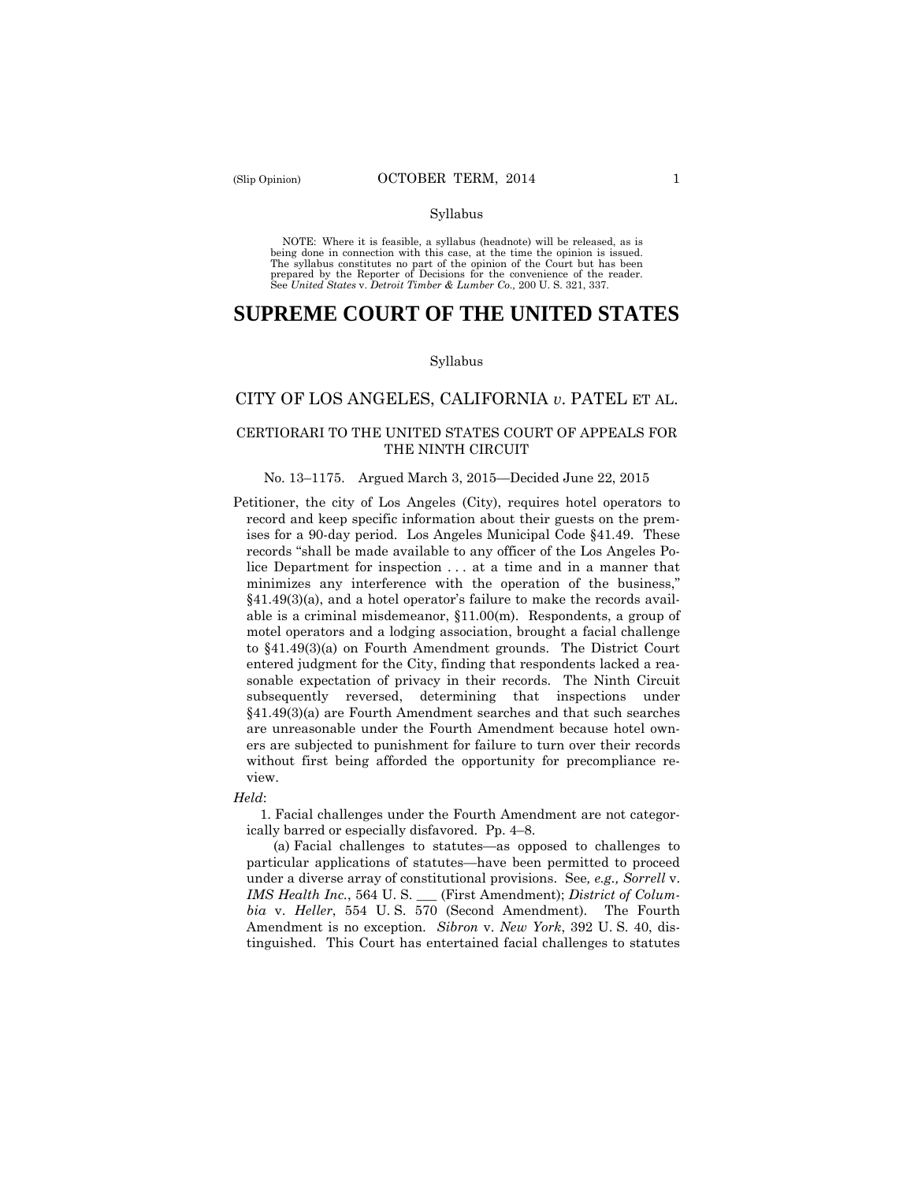Syllabus

NOTE: Where it is feasible, a syllabus (headnote) will be released, as is being done in connection with this case, at the time the opinion is issued. The syllabus constitutes no part of the opinion of the Court but has been prepared by the Reporter of Decisions for the convenience of the reader. See *United States* v. *Detroit Timber & Lumber Co.,* 200 U. S. 321, 337.

# SUPREME COURT OF THE UNITED STATES

Syllabus

## CITY OF LOS ANGELES, CALIFORNIA *v.* PATEL ET AL.

### CERTIORARI TO THE UNITED STATES COURT OF APPEALS FOR THE NINTH CIRCUIT

No. 13–1175. Argued March 3, 2015—Decided June 22, 2015

Petitioner, the city of Los Angeles (City), requires hotel operators to record and keep specific information about their guests on the premises for a 90-day period. Los Angeles Municipal Code §41.49. These records "shall be made available to any officer of the Los Angeles Police Department for inspection . . . at a time and in a manner that minimizes any interference with the operation of the business," §41.49(3)(a), and a hotel operator's failure to make the records available is a criminal misdemeanor, §11.00(m). Respondents, a group of motel operators and a lodging association, brought a facial challenge to §41.49(3)(a) on Fourth Amendment grounds. The District Court entered judgment for the City, finding that respondents lacked a reasonable expectation of privacy in their records. The Ninth Circuit subsequently reversed, determining that inspections under §41.49(3)(a) are Fourth Amendment searches and that such searches are unreasonable under the Fourth Amendment because hotel owners are subjected to punishment for failure to turn over their records without first being afforded the opportunity for precompliance review.

*Held*:

1. Facial challenges under the Fourth Amendment are not categorically barred or especially disfavored. Pp. 4–8.

(a) Facial challenges to statutes—as opposed to challenges to particular applications of statutes—have been permitted to proceed under a diverse array of constitutional provisions. See*, e.g., Sorrell* v. *IMS Health Inc.*, 564 U. S. ___ (First Amendment); *District of Columbia* v. *Heller*, 554 U. S. 570 (Second Amendment). The Fourth Amendment is no exception. *Sibron* v. *New York*, 392 U. S. 40, distinguished. This Court has entertained facial challenges to statutes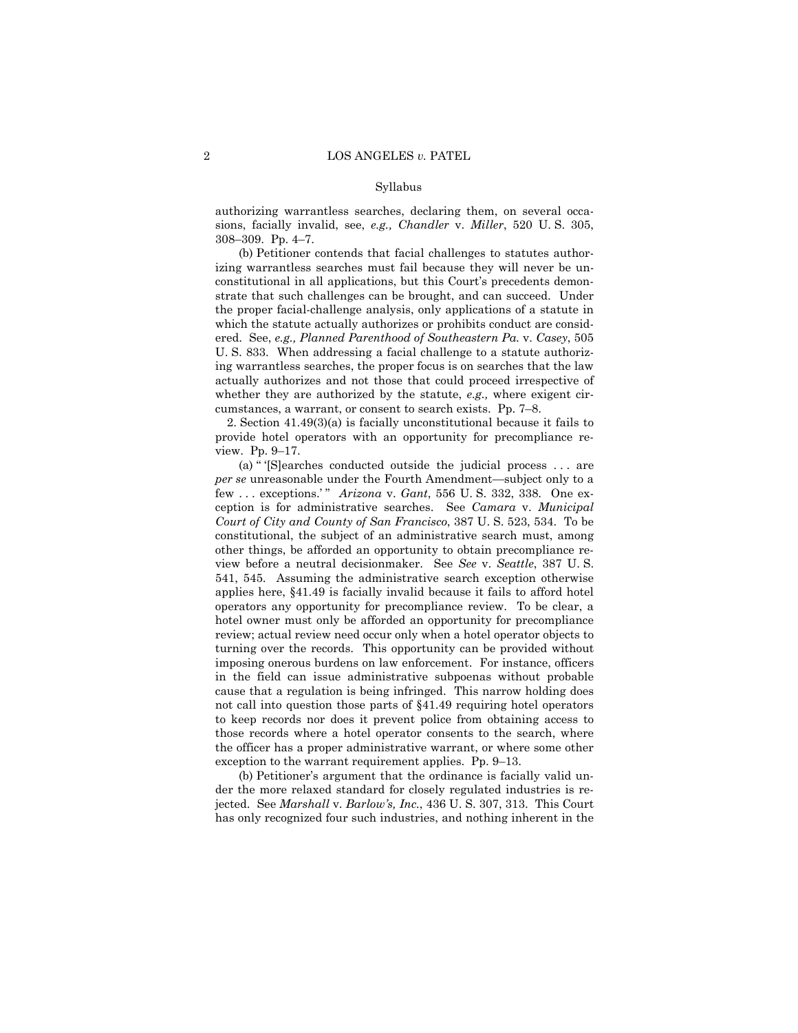authorizing warrantless searches, declaring them, on several occasions, facially invalid, see, *e.g., Chandler* v. *Miller*, 520 U. S. 305, 308–309. Pp. 4–7.

(b) Petitioner contends that facial challenges to statutes authorizing warrantless searches must fail because they will never be unconstitutional in all applications, but this Court's precedents demonstrate that such challenges can be brought, and can succeed. Under the proper facial-challenge analysis, only applications of a statute in which the statute actually authorizes or prohibits conduct are considered. See, *e.g., Planned Parenthood of Southeastern Pa.* v. *Casey*, 505 U. S. 833. When addressing a facial challenge to a statute authorizing warrantless searches, the proper focus is on searches that the law actually authorizes and not those that could proceed irrespective of whether they are authorized by the statute, *e.g.,* where exigent circumstances, a warrant, or consent to search exists. Pp. 7–8.

2. Section 41.49(3)(a) is facially unconstitutional because it fails to provide hotel operators with an opportunity for precompliance review. Pp. 9–17.

(a) " '[S]earches conducted outside the judicial process . . . are *per se* unreasonable under the Fourth Amendment—subject only to a few . . . exceptions.' " *Arizona* v. *Gant*, 556 U. S. 332, 338. One exception is for administrative searches. See *Camara* v. *Municipal Court of City and County of San Francisco*, 387 U. S. 523, 534. To be constitutional, the subject of an administrative search must, among other things, be afforded an opportunity to obtain precompliance review before a neutral decisionmaker. See *See* v. *Seattle*, 387 U. S. 541, 545. Assuming the administrative search exception otherwise applies here, §41.49 is facially invalid because it fails to afford hotel operators any opportunity for precompliance review. To be clear, a hotel owner must only be afforded an opportunity for precompliance review; actual review need occur only when a hotel operator objects to turning over the records. This opportunity can be provided without imposing onerous burdens on law enforcement. For instance, officers in the field can issue administrative subpoenas without probable cause that a regulation is being infringed. This narrow holding does not call into question those parts of §41.49 requiring hotel operators to keep records nor does it prevent police from obtaining access to those records where a hotel operator consents to the search, where the officer has a proper administrative warrant, or where some other exception to the warrant requirement applies. Pp. 9–13.

(b) Petitioner's argument that the ordinance is facially valid under the more relaxed standard for closely regulated industries is rejected. See *Marshall* v. *Barlow's, Inc.*, 436 U. S. 307, 313. This Court has only recognized four such industries, and nothing inherent in the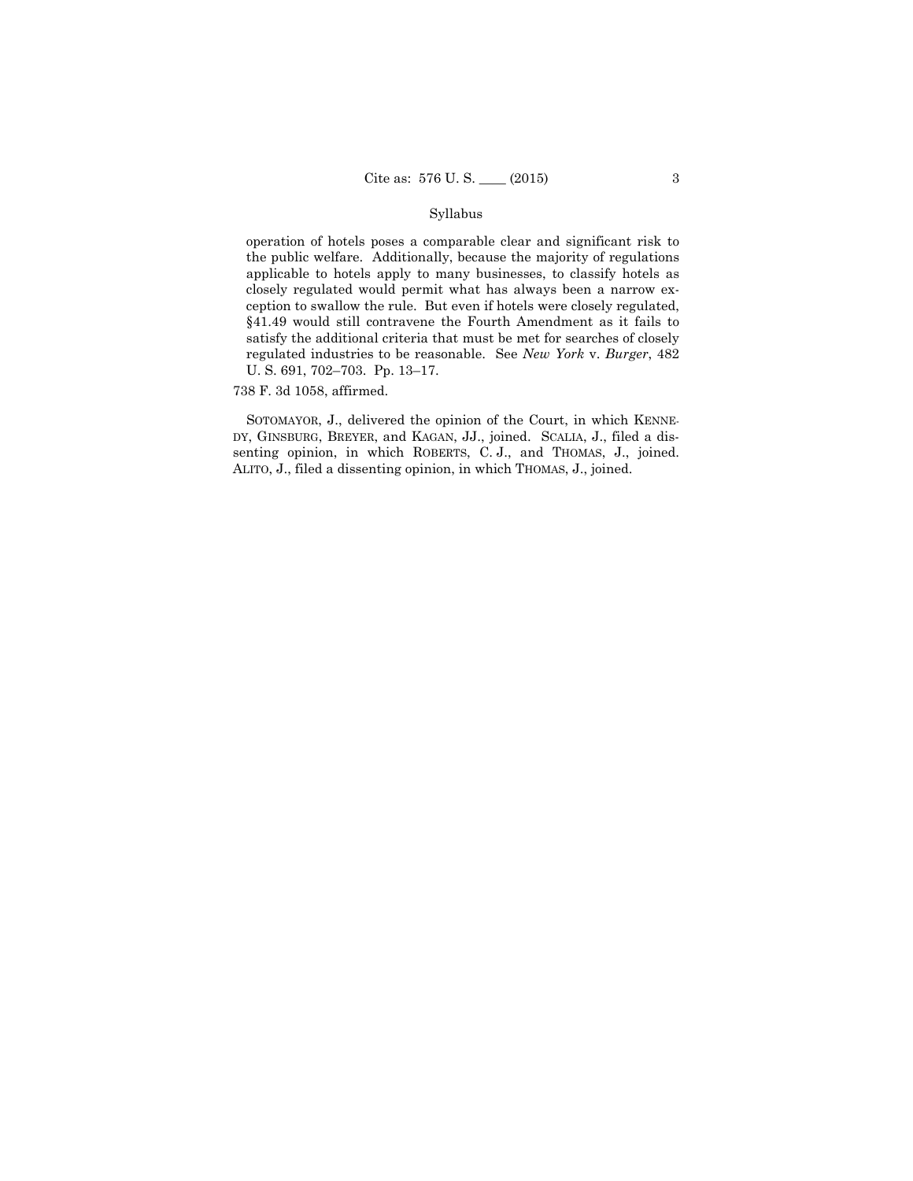operation of hotels poses a comparable clear and significant risk to the public welfare. Additionally, because the majority of regulations applicable to hotels apply to many businesses, to classify hotels as closely regulated would permit what has always been a narrow exception to swallow the rule. But even if hotels were closely regulated, §41.49 would still contravene the Fourth Amendment as it fails to satisfy the additional criteria that must be met for searches of closely regulated industries to be reasonable. See *New York* v. *Burger*, 482 U. S. 691, 702–703. Pp. 13–17.

738 F. 3d 1058, affirmed.

SOTOMAYOR, J., delivered the opinion of the Court, in which KENNEDY, GINSBURG, BREYER, and KAGAN, JJ., joined. SCALIA, J., filed a dissenting opinion, in which ROBERTS, C. J., and THOMAS, J., joined. ALITO, J., filed a dissenting opinion, in which THOMAS, J., joined.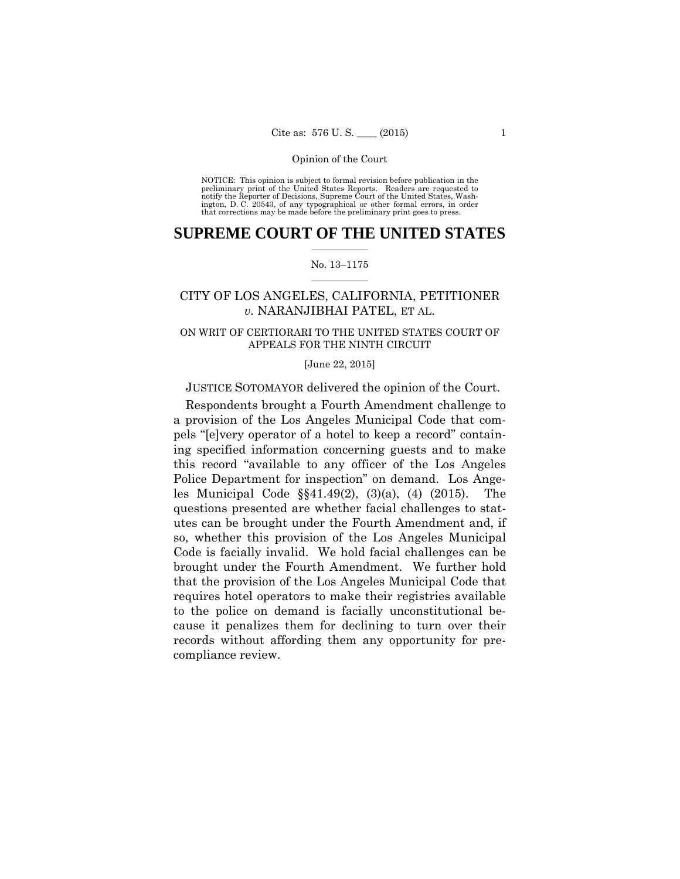Opinion of the Court

NOTICE: This opinion is subject to formal revision before publication in the preliminary print of the United States Reports. Readers are requested to notify the Reporter of Decisions, Supreme Court of the United States, Washington, D. C. 20543, of any typographical or other formal errors, in order that corrections may be made before the preliminary print goes to press.

# SUPREME COURT OF THE UNITED STATES

No. 13–1175

## CITY OF LOS ANGELES, CALIFORNIA, PETITIONER *v.* NARANJIBHAI PATEL, ET AL.

ON WRIT OF CERTIORARI TO THE UNITED STATES COURT OF APPEALS FOR THE NINTH CIRCUIT

[June 22, 2015]

JUSTICE SOTOMAYOR delivered the opinion of the Court.

Respondents brought a Fourth Amendment challenge to a provision of the Los Angeles Municipal Code that compels "[e]very operator of a hotel to keep a record" containing specified information concerning guests and to make this record "available to any officer of the Los Angeles Police Department for inspection" on demand. Los Angeles Municipal Code §§41.49(2), (3)(a), (4) (2015). The questions presented are whether facial challenges to statutes can be brought under the Fourth Amendment and, if so, whether this provision of the Los Angeles Municipal Code is facially invalid. We hold facial challenges can be brought under the Fourth Amendment. We further hold that the provision of the Los Angeles Municipal Code that requires hotel operators to make their registries available to the police on demand is facially unconstitutional because it penalizes them for declining to turn over their records without affording them any opportunity for precompliance review.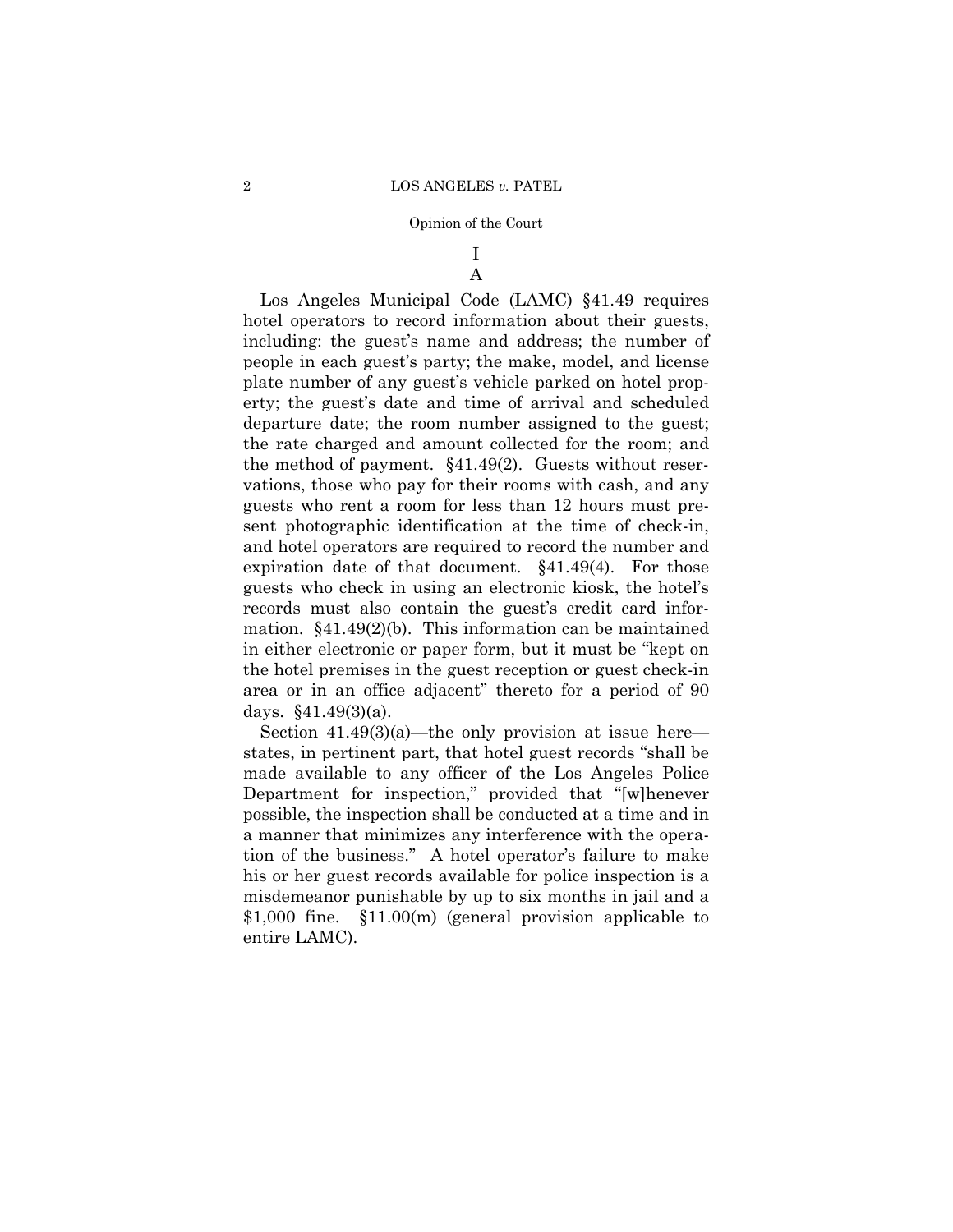# I

## A

Los Angeles Municipal Code (LAMC) §41.49 requires hotel operators to record information about their guests, including: the guest's name and address; the number of people in each guest's party; the make, model, and license plate number of any guest's vehicle parked on hotel property; the guest's date and time of arrival and scheduled departure date; the room number assigned to the guest; the rate charged and amount collected for the room; and the method of payment. §41.49(2). Guests without reservations, those who pay for their rooms with cash, and any guests who rent a room for less than 12 hours must present photographic identification at the time of check-in, and hotel operators are required to record the number and expiration date of that document. §41.49(4). For those guests who check in using an electronic kiosk, the hotel's records must also contain the guest's credit card information. §41.49(2)(b). This information can be maintained in either electronic or paper form, but it must be "kept on the hotel premises in the guest reception or guest check-in area or in an office adjacent" thereto for a period of 90 days. §41.49(3)(a).

Section 41.49(3)(a)—the only provision at issue here—states, in pertinent part, that hotel guest records "shall be made available to any officer of the Los Angeles Police Department for inspection," provided that "[w]henever possible, the inspection shall be conducted at a time and in a manner that minimizes any interference with the operation of the business." A hotel operator's failure to make his or her guest records available for police inspection is a misdemeanor punishable by up to six months in jail and a $1,000 fine. §11.00(m) (general provision applicable to entire LAMC).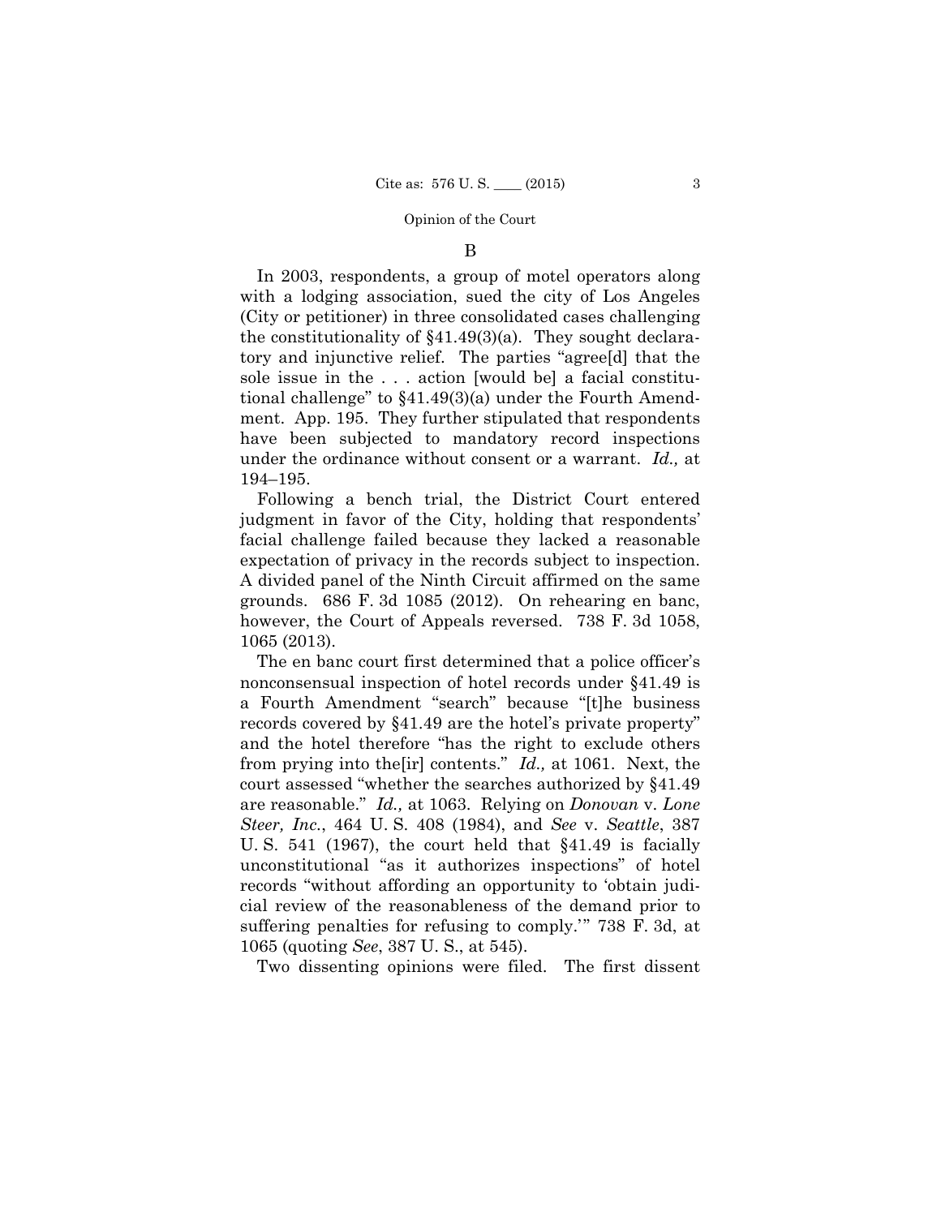## B

In 2003, respondents, a group of motel operators along with a lodging association, sued the city of Los Angeles (City or petitioner) in three consolidated cases challenging the constitutionality of §41.49(3)(a). They sought declaratory and injunctive relief. The parties "agree[d] that the sole issue in the . . . action [would be] a facial constitutional challenge" to §41.49(3)(a) under the Fourth Amendment. App. 195. They further stipulated that respondents have been subjected to mandatory record inspections under the ordinance without consent or a warrant. *Id.,* at 194–195.

Following a bench trial, the District Court entered judgment in favor of the City, holding that respondents' facial challenge failed because they lacked a reasonable expectation of privacy in the records subject to inspection. A divided panel of the Ninth Circuit affirmed on the same grounds. 686 F. 3d 1085 (2012). On rehearing en banc, however, the Court of Appeals reversed. 738 F. 3d 1058, 1065 (2013).

The en banc court first determined that a police officer's nonconsensual inspection of hotel records under §41.49 is a Fourth Amendment "search" because "[t]he business records covered by §41.49 are the hotel's private property" and the hotel therefore "has the right to exclude others from prying into the[ir] contents." *Id.,* at 1061. Next, the court assessed "whether the searches authorized by §41.49 are reasonable." *Id.,* at 1063. Relying on *Donovan* v. *Lone Steer, Inc.*, 464 U. S. 408 (1984), and *See* v. *Seattle*, 387 U. S. 541 (1967), the court held that §41.49 is facially unconstitutional "as it authorizes inspections" of hotel records "without affording an opportunity to 'obtain judicial review of the reasonableness of the demand prior to suffering penalties for refusing to comply.'" 738 F. 3d, at 1065 (quoting *See*, 387 U. S., at 545).

Two dissenting opinions were filed. The first dissent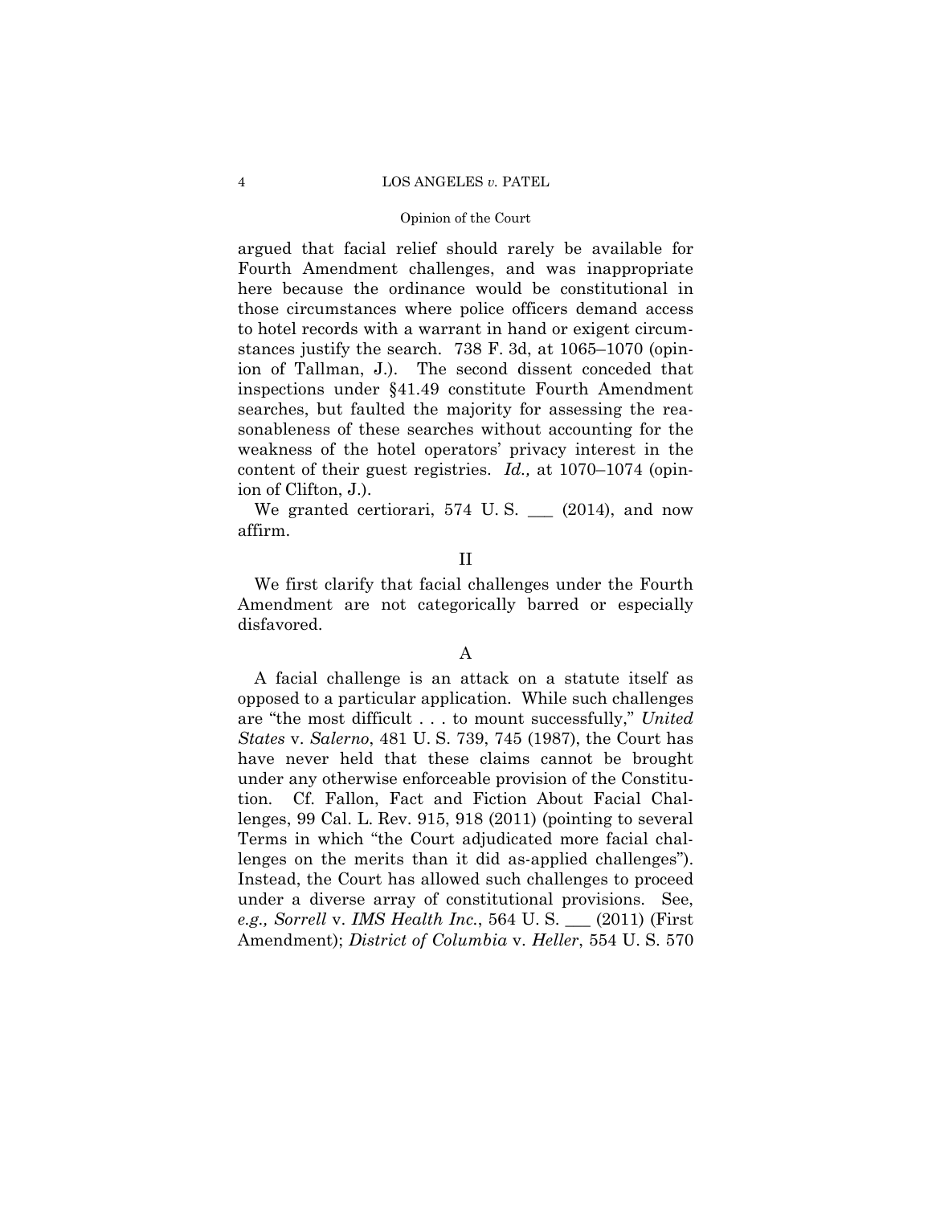argued that facial relief should rarely be available for Fourth Amendment challenges, and was inappropriate here because the ordinance would be constitutional in those circumstances where police officers demand access to hotel records with a warrant in hand or exigent circumstances justify the search. 738 F. 3d, at 1065–1070 (opinion of Tallman, J.). The second dissent conceded that inspections under §41.49 constitute Fourth Amendment searches, but faulted the majority for assessing the reasonableness of these searches without accounting for the weakness of the hotel operators' privacy interest in the content of their guest registries. *Id.,* at 1070–1074 (opinion of Clifton, J.).

We granted certiorari, 574 U. S. ___ (2014), and now affirm.

## II

We first clarify that facial challenges under the Fourth Amendment are not categorically barred or especially disfavored.

### A

A facial challenge is an attack on a statute itself as opposed to a particular application. While such challenges are "the most difficult . . . to mount successfully," *United States* v. *Salerno*, 481 U. S. 739, 745 (1987), the Court has have never held that these claims cannot be brought under any otherwise enforceable provision of the Constitution. Cf. Fallon, Fact and Fiction About Facial Challenges, 99 Cal. L. Rev. 915, 918 (2011) (pointing to several Terms in which "the Court adjudicated more facial challenges on the merits than it did as-applied challenges"). Instead, the Court has allowed such challenges to proceed under a diverse array of constitutional provisions. See, *e.g., Sorrell* v. *IMS Health Inc.*, 564 U. S. ___ (2011) (First Amendment); *District of Columbia* v. *Heller*, 554 U. S. 570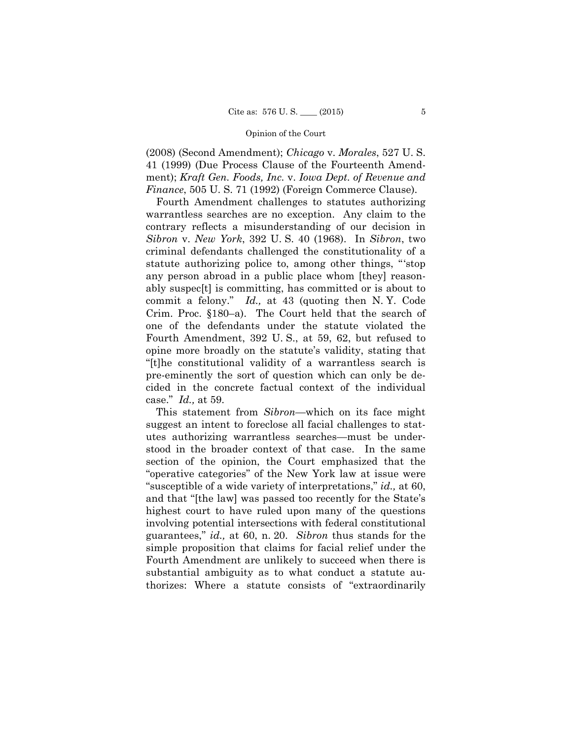(2008) (Second Amendment); *Chicago* v. *Morales*, 527 U. S. 41 (1999) (Due Process Clause of the Fourteenth Amendment); *Kraft Gen. Foods, Inc.* v. *Iowa Dept. of Revenue and Finance*, 505 U. S. 71 (1992) (Foreign Commerce Clause).

Fourth Amendment challenges to statutes authorizing warrantless searches are no exception. Any claim to the contrary reflects a misunderstanding of our decision in *Sibron* v. *New York*, 392 U. S. 40 (1968). In *Sibron*, two criminal defendants challenged the constitutionality of a statute authorizing police to, among other things, "'stop any person abroad in a public place whom [they] reasonably suspec[t] is committing, has committed or is about to commit a felony." *Id.,* at 43 (quoting then N. Y. Code Crim. Proc. §180–a). The Court held that the search of one of the defendants under the statute violated the Fourth Amendment, 392 U. S., at 59, 62, but refused to opine more broadly on the statute's validity, stating that "[t]he constitutional validity of a warrantless search is pre-eminently the sort of question which can only be decided in the concrete factual context of the individual case." *Id.,* at 59.

This statement from *Sibron*—which on its face might suggest an intent to foreclose all facial challenges to statutes authorizing warrantless searches—must be understood in the broader context of that case. In the same section of the opinion, the Court emphasized that the "operative categories" of the New York law at issue were "susceptible of a wide variety of interpretations," *id.,* at 60, and that "[the law] was passed too recently for the State's highest court to have ruled upon many of the questions involving potential intersections with federal constitutional guarantees," *id.,* at 60, n. 20. *Sibron* thus stands for the simple proposition that claims for facial relief under the Fourth Amendment are unlikely to succeed when there is substantial ambiguity as to what conduct a statute authorizes: Where a statute consists of "extraordinarily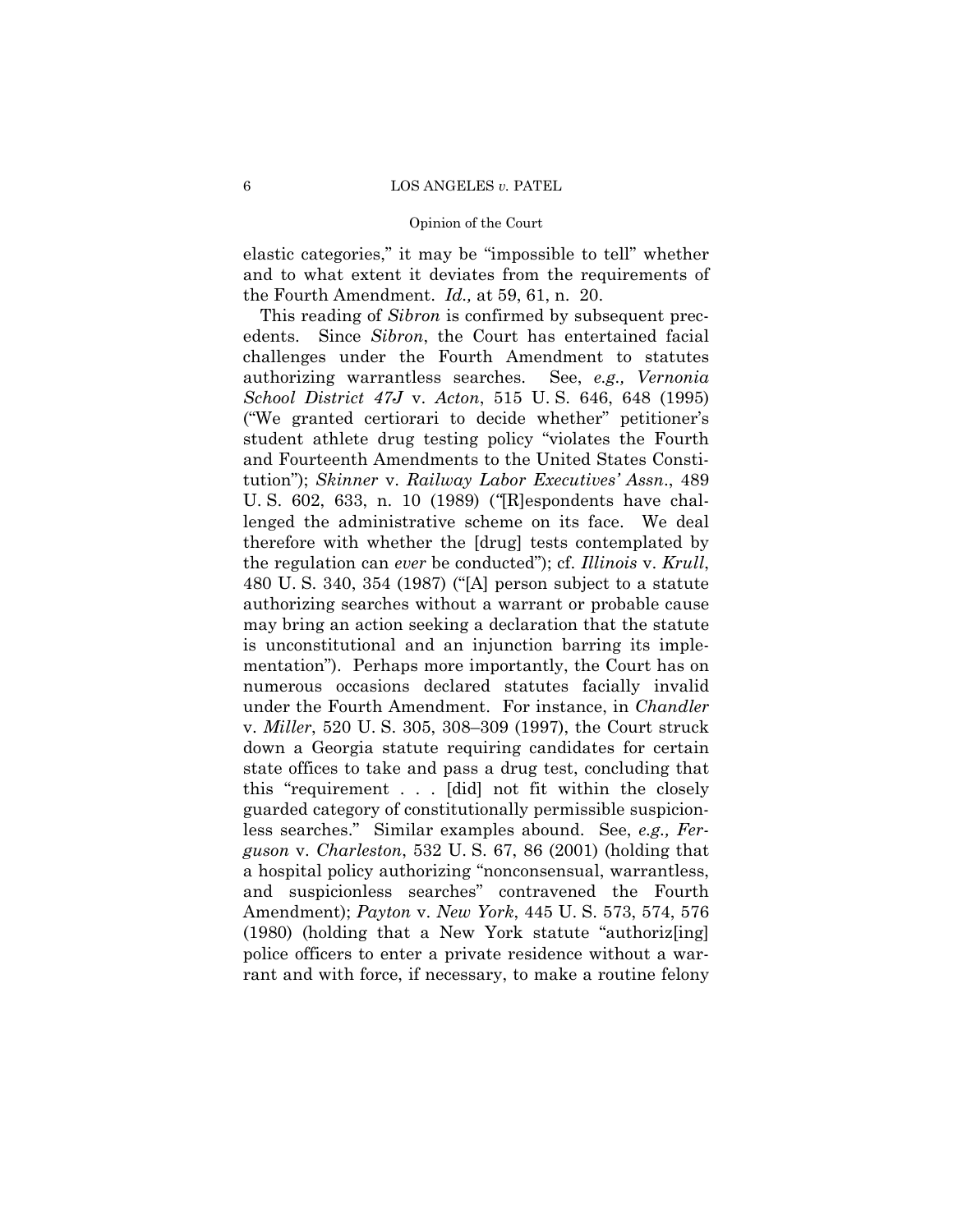elastic categories," it may be "impossible to tell" whether and to what extent it deviates from the requirements of the Fourth Amendment. *Id.,* at 59, 61, n. 20.

This reading of *Sibron* is confirmed by subsequent precedents. Since *Sibron*, the Court has entertained facial challenges under the Fourth Amendment to statutes authorizing warrantless searches. See, *e.g., Vernonia School District 47J* v. *Acton*, 515 U. S. 646, 648 (1995) ("We granted certiorari to decide whether" petitioner's student athlete drug testing policy "violates the Fourth and Fourteenth Amendments to the United States Constitution"); *Skinner* v. *Railway Labor Executives' Assn*., 489 U. S. 602, 633, n. 10 (1989) ("[R]espondents have challenged the administrative scheme on its face. We deal therefore with whether the [drug] tests contemplated by the regulation can *ever* be conducted"); cf. *Illinois* v. *Krull*, 480 U. S. 340, 354 (1987) ("[A] person subject to a statute authorizing searches without a warrant or probable cause may bring an action seeking a declaration that the statute is unconstitutional and an injunction barring its implementation"). Perhaps more importantly, the Court has on numerous occasions declared statutes facially invalid under the Fourth Amendment. For instance, in *Chandler* v. *Miller*, 520 U. S. 305, 308–309 (1997), the Court struck down a Georgia statute requiring candidates for certain state offices to take and pass a drug test, concluding that this "requirement . . . [did] not fit within the closely guarded category of constitutionally permissible suspicionless searches." Similar examples abound. See, *e.g., Ferguson* v. *Charleston*, 532 U. S. 67, 86 (2001) (holding that a hospital policy authorizing "nonconsensual, warrantless, and suspicionless searches" contravened the Fourth Amendment); *Payton* v. *New York*, 445 U. S. 573, 574, 576 (1980) (holding that a New York statute "authoriz[ing] police officers to enter a private residence without a warrant and with force, if necessary, to make a routine felony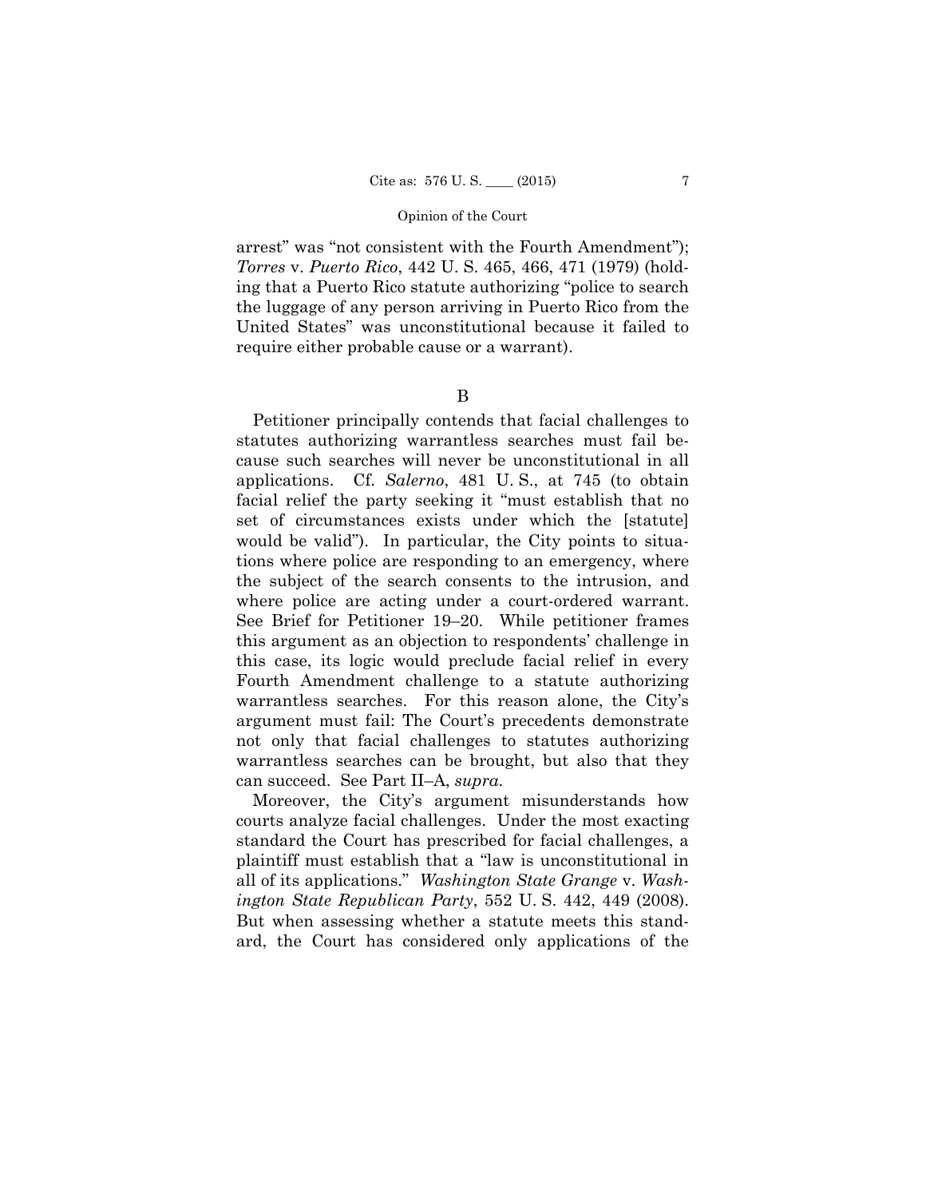arrest" was "not consistent with the Fourth Amendment"); *Torres* v. *Puerto Rico*, 442 U. S. 465, 466, 471 (1979) (holding that a Puerto Rico statute authorizing "police to search the luggage of any person arriving in Puerto Rico from the United States" was unconstitutional because it failed to require either probable cause or a warrant).

B

Petitioner principally contends that facial challenges to statutes authorizing warrantless searches must fail because such searches will never be unconstitutional in all applications. Cf. *Salerno*, 481 U. S., at 745 (to obtain facial relief the party seeking it "must establish that no set of circumstances exists under which the [statute] would be valid"). In particular, the City points to situations where police are responding to an emergency, where the subject of the search consents to the intrusion, and where police are acting under a court-ordered warrant. See Brief for Petitioner 19–20. While petitioner frames this argument as an objection to respondents' challenge in this case, its logic would preclude facial relief in every Fourth Amendment challenge to a statute authorizing warrantless searches. For this reason alone, the City's argument must fail: The Court's precedents demonstrate not only that facial challenges to statutes authorizing warrantless searches can be brought, but also that they can succeed. See Part II–A, *supra*.

Moreover, the City's argument misunderstands how courts analyze facial challenges. Under the most exacting standard the Court has prescribed for facial challenges, a plaintiff must establish that a "law is unconstitutional in all of its applications." *Washington State Grange* v. *Washington State Republican Party*, 552 U. S. 442, 449 (2008). But when assessing whether a statute meets this standard, the Court has considered only applications of the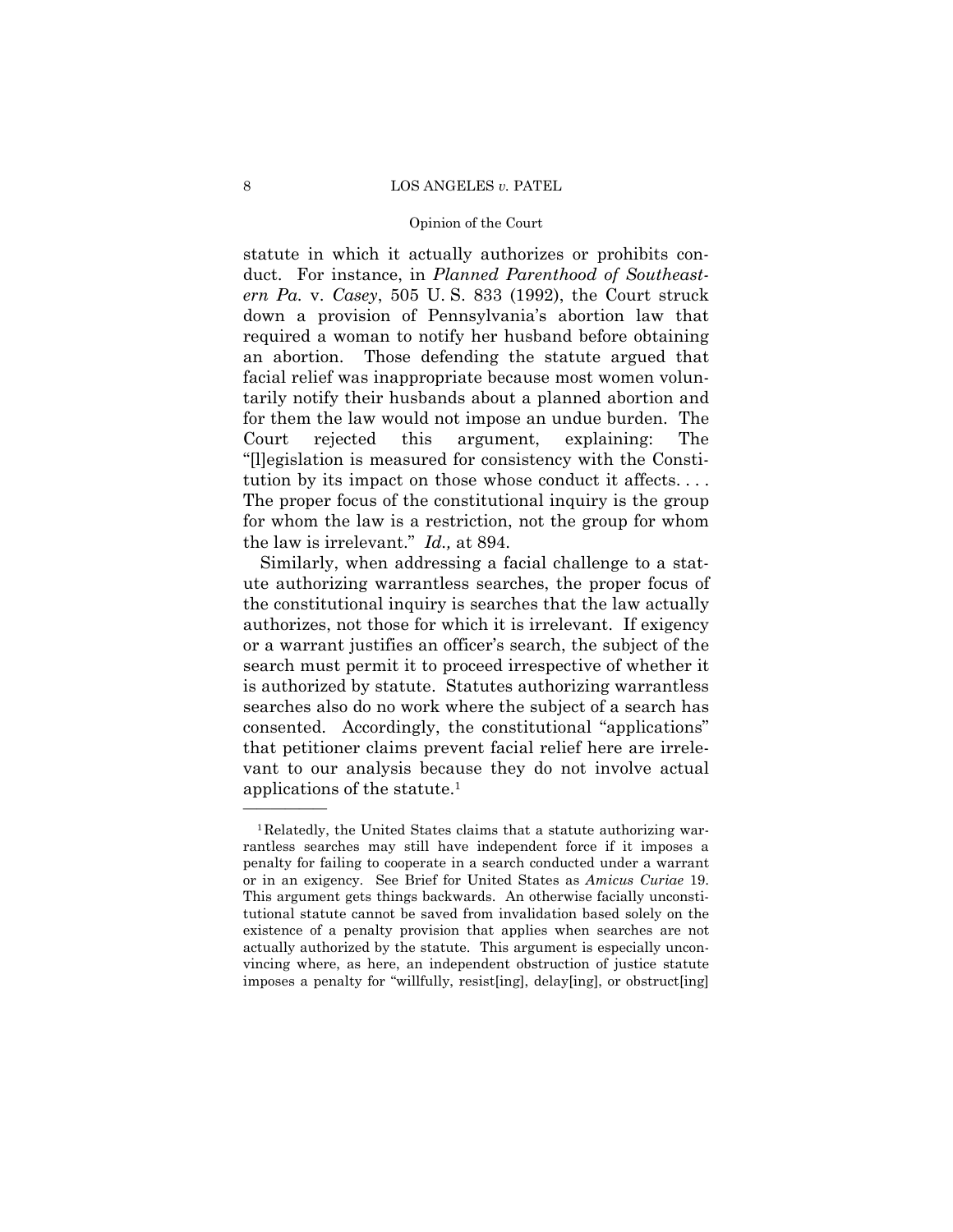statute in which it actually authorizes or prohibits conduct. For instance, in *Planned Parenthood of Southeastern Pa.* v. *Casey*, 505 U. S. 833 (1992), the Court struck down a provision of Pennsylvania's abortion law that required a woman to notify her husband before obtaining an abortion. Those defending the statute argued that facial relief was inappropriate because most women voluntarily notify their husbands about a planned abortion and for them the law would not impose an undue burden. The Court rejected this argument, explaining: The "[l]egislation is measured for consistency with the Constitution by its impact on those whose conduct it affects. . . . The proper focus of the constitutional inquiry is the group for whom the law is a restriction, not the group for whom the law is irrelevant." *Id.,* at 894.

Similarly, when addressing a facial challenge to a statute authorizing warrantless searches, the proper focus of the constitutional inquiry is searches that the law actually authorizes, not those for which it is irrelevant. If exigency or a warrant justifies an officer's search, the subject of the search must permit it to proceed irrespective of whether it is authorized by statute. Statutes authorizing warrantless searches also do no work where the subject of a search has consented. Accordingly, the constitutional "applications" that petitioner claims prevent facial relief here are irrelevant to our analysis because they do not involve actual applications of the statute.[1]

---

[1] Relatedly, the United States claims that a statute authorizing warrantless searches may still have independent force if it imposes a penalty for failing to cooperate in a search conducted under a warrant or in an exigency. See Brief for United States as *Amicus Curiae* 19. This argument gets things backwards. An otherwise facially unconstitutional statute cannot be saved from invalidation based solely on the existence of a penalty provision that applies when searches are not actually authorized by the statute. This argument is especially unconvincing where, as here, an independent obstruction of justice statute imposes a penalty for "willfully, resist[ing], delay[ing], or obstruct[ing]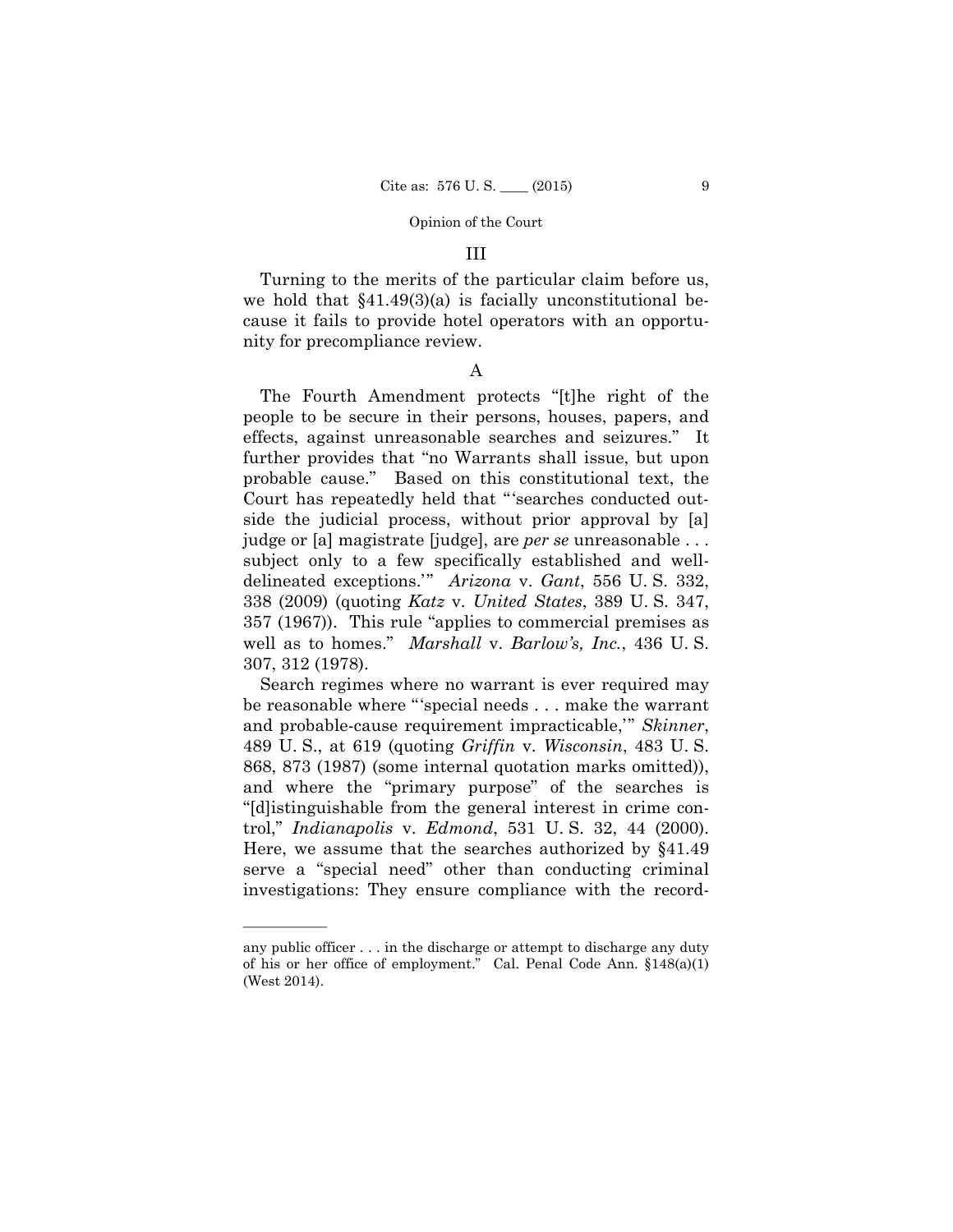## III

Turning to the merits of the particular claim before us, we hold that §41.49(3)(a) is facially unconstitutional because it fails to provide hotel operators with an opportunity for precompliance review.

### A

The Fourth Amendment protects "[t]he right of the people to be secure in their persons, houses, papers, and effects, against unreasonable searches and seizures." It further provides that "no Warrants shall issue, but upon probable cause." Based on this constitutional text, the Court has repeatedly held that "'searches conducted outside the judicial process, without prior approval by [a] judge or [a] magistrate [judge], are *per se* unreasonable . . . subject only to a few specifically established and well-delineated exceptions.'" *Arizona* v. *Gant*, 556 U. S. 332, 338 (2009) (quoting *Katz* v. *United States*, 389 U. S. 347, 357 (1967)). This rule "applies to commercial premises as well as to homes." *Marshall* v. *Barlow's, Inc.*, 436 U. S. 307, 312 (1978).

Search regimes where no warrant is ever required may be reasonable where "'special needs . . . make the warrant and probable-cause requirement impracticable,'" *Skinner*, 489 U. S., at 619 (quoting *Griffin* v. *Wisconsin*, 483 U. S. 868, 873 (1987) (some internal quotation marks omitted)), and where the "primary purpose" of the searches is "[d]istinguishable from the general interest in crime control," *Indianapolis* v. *Edmond*, 531 U. S. 32, 44 (2000). Here, we assume that the searches authorized by §41.49 serve a "special need" other than conducting criminal investigations: They ensure compliance with the record-

---

any public officer . . . in the discharge or attempt to discharge any duty of his or her office of employment." Cal. Penal Code Ann. §148(a)(1) (West 2014).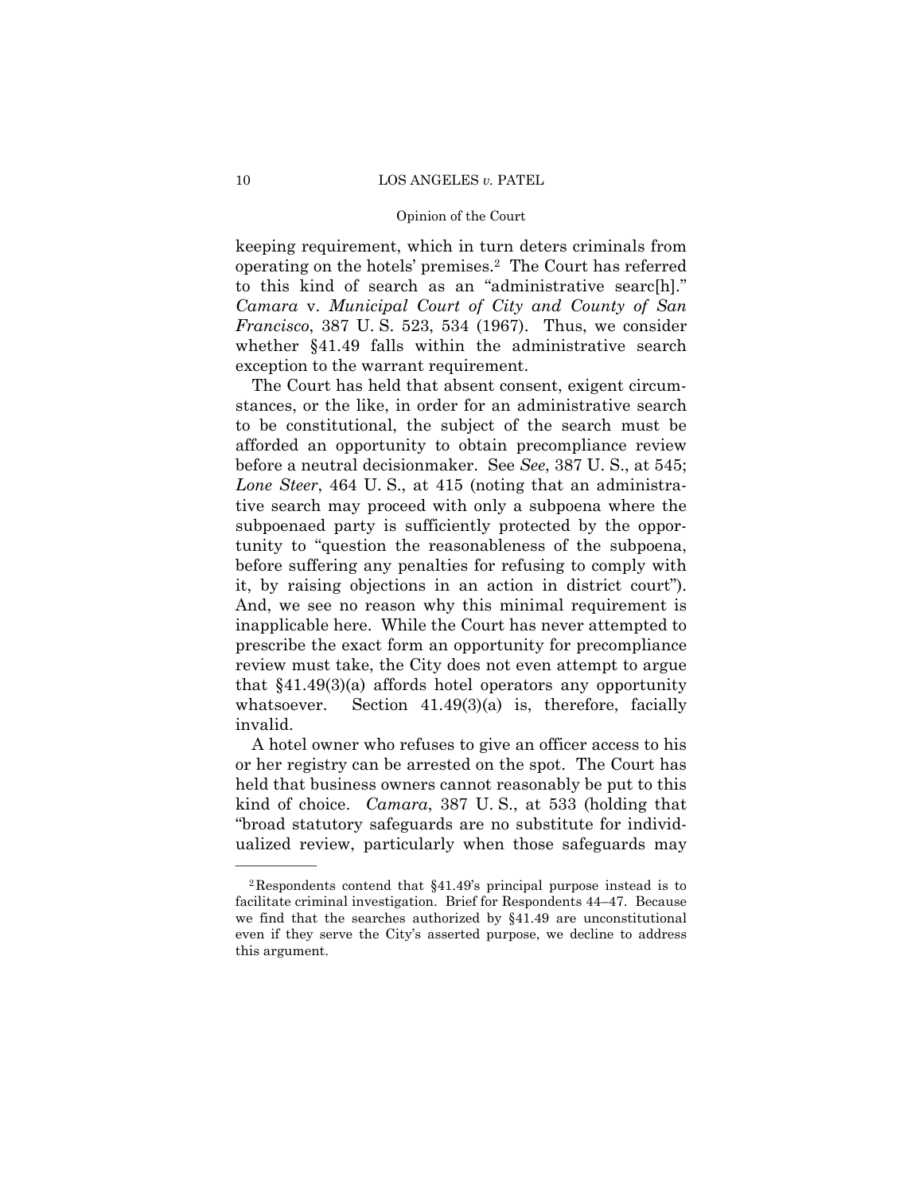keeping requirement, which in turn deters criminals from operating on the hotels' premises.[2] The Court has referred to this kind of search as an "administrative searc[h]." *Camara* v. *Municipal Court of City and County of San Francisco*, 387 U. S. 523, 534 (1967). Thus, we consider whether §41.49 falls within the administrative search exception to the warrant requirement.

The Court has held that absent consent, exigent circumstances, or the like, in order for an administrative search to be constitutional, the subject of the search must be afforded an opportunity to obtain precompliance review before a neutral decisionmaker. See *See*, 387 U. S., at 545; *Lone Steer*, 464 U. S., at 415 (noting that an administrative search may proceed with only a subpoena where the subpoenaed party is sufficiently protected by the opportunity to "question the reasonableness of the subpoena, before suffering any penalties for refusing to comply with it, by raising objections in an action in district court"). And, we see no reason why this minimal requirement is inapplicable here. While the Court has never attempted to prescribe the exact form an opportunity for precompliance review must take, the City does not even attempt to argue that §41.49(3)(a) affords hotel operators any opportunity whatsoever. Section 41.49(3)(a) is, therefore, facially invalid.

A hotel owner who refuses to give an officer access to his or her registry can be arrested on the spot. The Court has held that business owners cannot reasonably be put to this kind of choice. *Camara*, 387 U. S., at 533 (holding that "broad statutory safeguards are no substitute for individualized review, particularly when those safeguards may

---

[2] Respondents contend that §41.49's principal purpose instead is to facilitate criminal investigation. Brief for Respondents 44–47. Because we find that the searches authorized by §41.49 are unconstitutional even if they serve the City's asserted purpose, we decline to address this argument.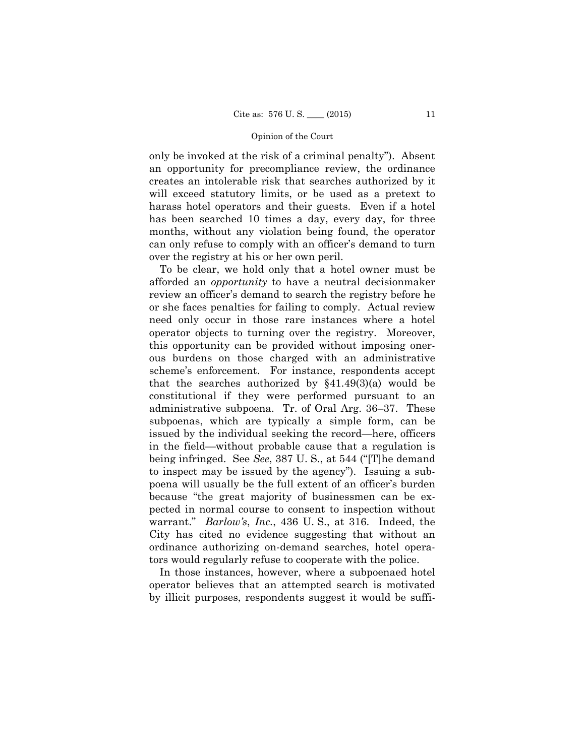only be invoked at the risk of a criminal penalty"). Absent an opportunity for precompliance review, the ordinance creates an intolerable risk that searches authorized by it will exceed statutory limits, or be used as a pretext to harass hotel operators and their guests. Even if a hotel has been searched 10 times a day, every day, for three months, without any violation being found, the operator can only refuse to comply with an officer's demand to turn over the registry at his or her own peril.

To be clear, we hold only that a hotel owner must be afforded an *opportunity* to have a neutral decisionmaker review an officer's demand to search the registry before he or she faces penalties for failing to comply. Actual review need only occur in those rare instances where a hotel operator objects to turning over the registry. Moreover, this opportunity can be provided without imposing onerous burdens on those charged with an administrative scheme's enforcement. For instance, respondents accept that the searches authorized by §41.49(3)(a) would be constitutional if they were performed pursuant to an administrative subpoena. Tr. of Oral Arg. 36–37. These subpoenas, which are typically a simple form, can be issued by the individual seeking the record—here, officers in the field—without probable cause that a regulation is being infringed. See *See*, 387 U. S., at 544 ("[T]he demand to inspect may be issued by the agency"). Issuing a subpoena will usually be the full extent of an officer's burden because "the great majority of businessmen can be expected in normal course to consent to inspection without warrant." *Barlow's*, *Inc.*, 436 U. S., at 316. Indeed, the City has cited no evidence suggesting that without an ordinance authorizing on-demand searches, hotel operators would regularly refuse to cooperate with the police.

In those instances, however, where a subpoenaed hotel operator believes that an attempted search is motivated by illicit purposes, respondents suggest it would be suffi-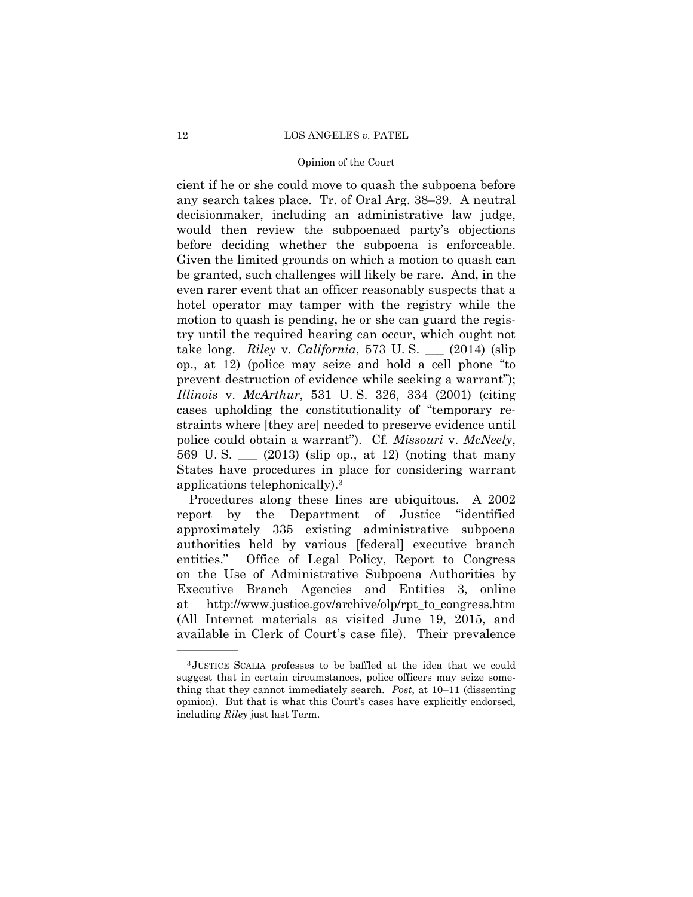cient if he or she could move to quash the subpoena before any search takes place. Tr. of Oral Arg. 38–39. A neutral decisionmaker, including an administrative law judge, would then review the subpoenaed party's objections before deciding whether the subpoena is enforceable. Given the limited grounds on which a motion to quash can be granted, such challenges will likely be rare. And, in the even rarer event that an officer reasonably suspects that a hotel operator may tamper with the registry while the motion to quash is pending, he or she can guard the registry until the required hearing can occur, which ought not take long. *Riley* v. *California*, 573 U. S. ___ (2014) (slip op., at 12) (police may seize and hold a cell phone "to prevent destruction of evidence while seeking a warrant"); *Illinois* v. *McArthur*, 531 U. S. 326, 334 (2001) (citing cases upholding the constitutionality of "temporary restraints where [they are] needed to preserve evidence until police could obtain a warrant"). Cf. *Missouri* v. *McNeely*, 569 U. S. ___ (2013) (slip op., at 12) (noting that many States have procedures in place for considering warrant applications telephonically).[3]

Procedures along these lines are ubiquitous. A 2002 report by the Department of Justice "identified approximately 335 existing administrative subpoena authorities held by various [federal] executive branch entities." Office of Legal Policy, Report to Congress on the Use of Administrative Subpoena Authorities by Executive Branch Agencies and Entities 3, online at http://www.justice.gov/archive/olp/rpt_to_congress.htm (All Internet materials as visited June 19, 2015, and available in Clerk of Court's case file). Their prevalence

---

[3] JUSTICE SCALIA professes to be baffled at the idea that we could suggest that in certain circumstances, police officers may seize something that they cannot immediately search. *Post*, at 10–11 (dissenting opinion). But that is what this Court's cases have explicitly endorsed, including *Riley* just last Term.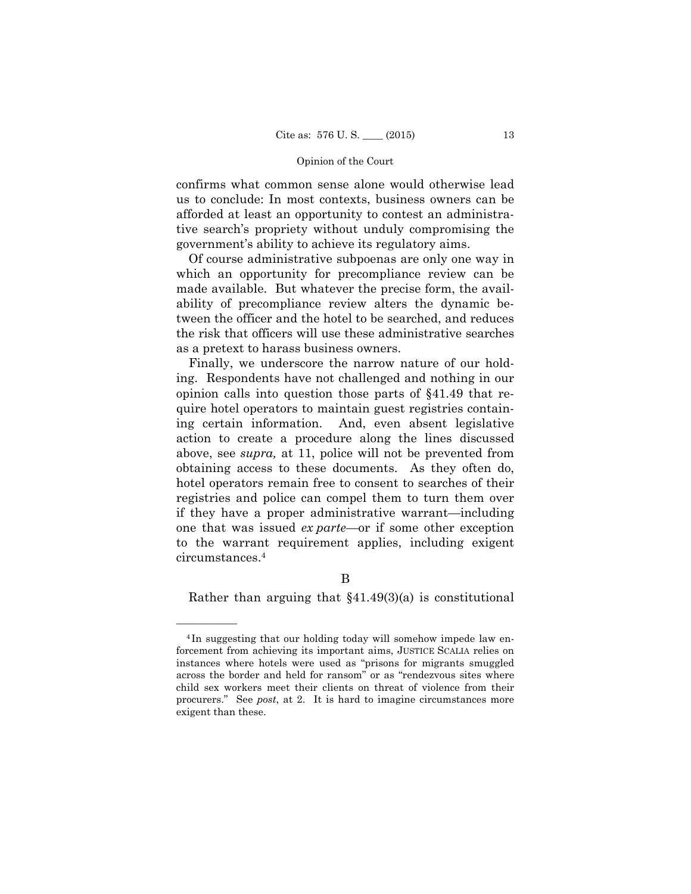confirms what common sense alone would otherwise lead us to conclude: In most contexts, business owners can be afforded at least an opportunity to contest an administrative search's propriety without unduly compromising the government's ability to achieve its regulatory aims.

Of course administrative subpoenas are only one way in which an opportunity for precompliance review can be made available. But whatever the precise form, the availability of precompliance review alters the dynamic between the officer and the hotel to be searched, and reduces the risk that officers will use these administrative searches as a pretext to harass business owners.

Finally, we underscore the narrow nature of our holding. Respondents have not challenged and nothing in our opinion calls into question those parts of §41.49 that require hotel operators to maintain guest registries containing certain information. And, even absent legislative action to create a procedure along the lines discussed above, see *supra,* at 11, police will not be prevented from obtaining access to these documents. As they often do, hotel operators remain free to consent to searches of their registries and police can compel them to turn them over if they have a proper administrative warrant—including one that was issued *ex parte*—or if some other exception to the warrant requirement applies, including exigent circumstances.[4]

B

Rather than arguing that §41.49(3)(a) is constitutional

---

[4] In suggesting that our holding today will somehow impede law enforcement from achieving its important aims, JUSTICE SCALIA relies on instances where hotels were used as "prisons for migrants smuggled across the border and held for ransom" or as "rendezvous sites where child sex workers meet their clients on threat of violence from their procurers." See *post*, at 2. It is hard to imagine circumstances more exigent than these.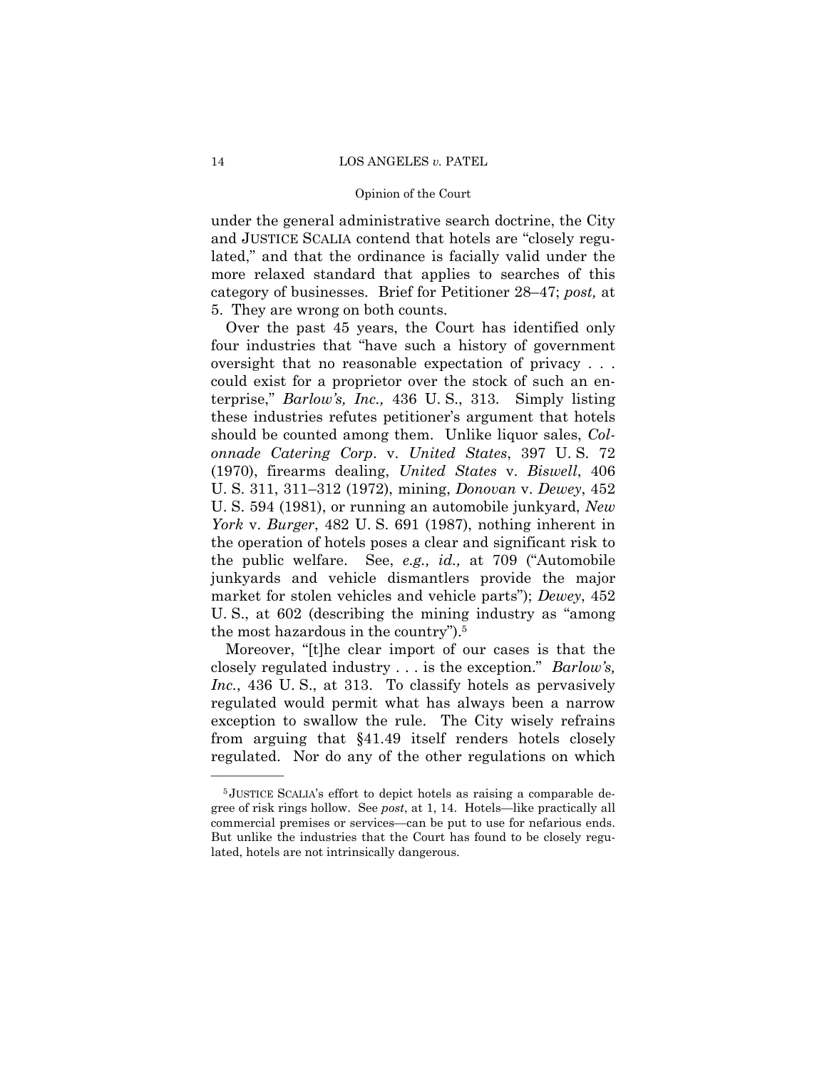under the general administrative search doctrine, the City and JUSTICE SCALIA contend that hotels are "closely regulated," and that the ordinance is facially valid under the more relaxed standard that applies to searches of this category of businesses. Brief for Petitioner 28–47; *post,* at 5. They are wrong on both counts.

Over the past 45 years, the Court has identified only four industries that "have such a history of government oversight that no reasonable expectation of privacy . . . could exist for a proprietor over the stock of such an enterprise," *Barlow's, Inc.,* 436 U. S., 313. Simply listing these industries refutes petitioner's argument that hotels should be counted among them. Unlike liquor sales, *Colonnade Catering Corp*. v. *United States*, 397 U. S. 72 (1970), firearms dealing, *United States* v. *Biswell*, 406 U. S. 311, 311–312 (1972), mining, *Donovan* v. *Dewey*, 452 U. S. 594 (1981), or running an automobile junkyard, *New York* v. *Burger*, 482 U. S. 691 (1987), nothing inherent in the operation of hotels poses a clear and significant risk to the public welfare. See, *e.g., id.,* at 709 ("Automobile junkyards and vehicle dismantlers provide the major market for stolen vehicles and vehicle parts"); *Dewey*, 452 U. S., at 602 (describing the mining industry as "among the most hazardous in the country").[5]

Moreover, "[t]he clear import of our cases is that the closely regulated industry . . . is the exception." *Barlow's, Inc.*, 436 U. S., at 313. To classify hotels as pervasively regulated would permit what has always been a narrow exception to swallow the rule. The City wisely refrains from arguing that §41.49 itself renders hotels closely regulated. Nor do any of the other regulations on which

---

[5] JUSTICE SCALIA's effort to depict hotels as raising a comparable degree of risk rings hollow. See *post*, at 1, 14. Hotels—like practically all commercial premises or services—can be put to use for nefarious ends. But unlike the industries that the Court has found to be closely regulated, hotels are not intrinsically dangerous.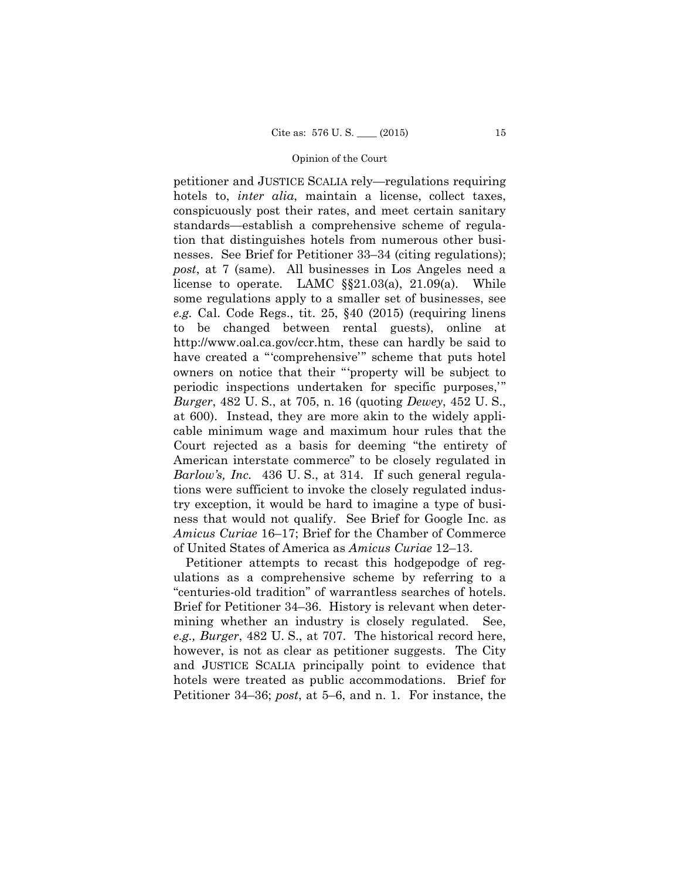petitioner and JUSTICE SCALIA rely—regulations requiring hotels to, *inter alia*, maintain a license, collect taxes, conspicuously post their rates, and meet certain sanitary standards—establish a comprehensive scheme of regulation that distinguishes hotels from numerous other businesses. See Brief for Petitioner 33–34 (citing regulations); *post*, at 7 (same). All businesses in Los Angeles need a license to operate. LAMC §§21.03(a), 21.09(a). While some regulations apply to a smaller set of businesses, see *e.g.* Cal. Code Regs., tit. 25, §40 (2015) (requiring linens to be changed between rental guests), online at http://www.oal.ca.gov/ccr.htm, these can hardly be said to have created a "'comprehensive'" scheme that puts hotel owners on notice that their "'property will be subject to periodic inspections undertaken for specific purposes,'" *Burger*, 482 U. S., at 705, n. 16 (quoting *Dewey*, 452 U. S., at 600). Instead, they are more akin to the widely applicable minimum wage and maximum hour rules that the Court rejected as a basis for deeming "the entirety of American interstate commerce" to be closely regulated in *Barlow's, Inc.* 436 U. S., at 314. If such general regulations were sufficient to invoke the closely regulated industry exception, it would be hard to imagine a type of business that would not qualify. See Brief for Google Inc. as *Amicus Curiae* 16–17; Brief for the Chamber of Commerce of United States of America as *Amicus Curiae* 12–13.

Petitioner attempts to recast this hodgepodge of regulations as a comprehensive scheme by referring to a "centuries-old tradition" of warrantless searches of hotels. Brief for Petitioner 34–36. History is relevant when determining whether an industry is closely regulated. See, *e.g., Burger*, 482 U. S., at 707. The historical record here, however, is not as clear as petitioner suggests. The City and JUSTICE SCALIA principally point to evidence that hotels were treated as public accommodations. Brief for Petitioner 34–36; *post*, at 5–6, and n. 1. For instance, the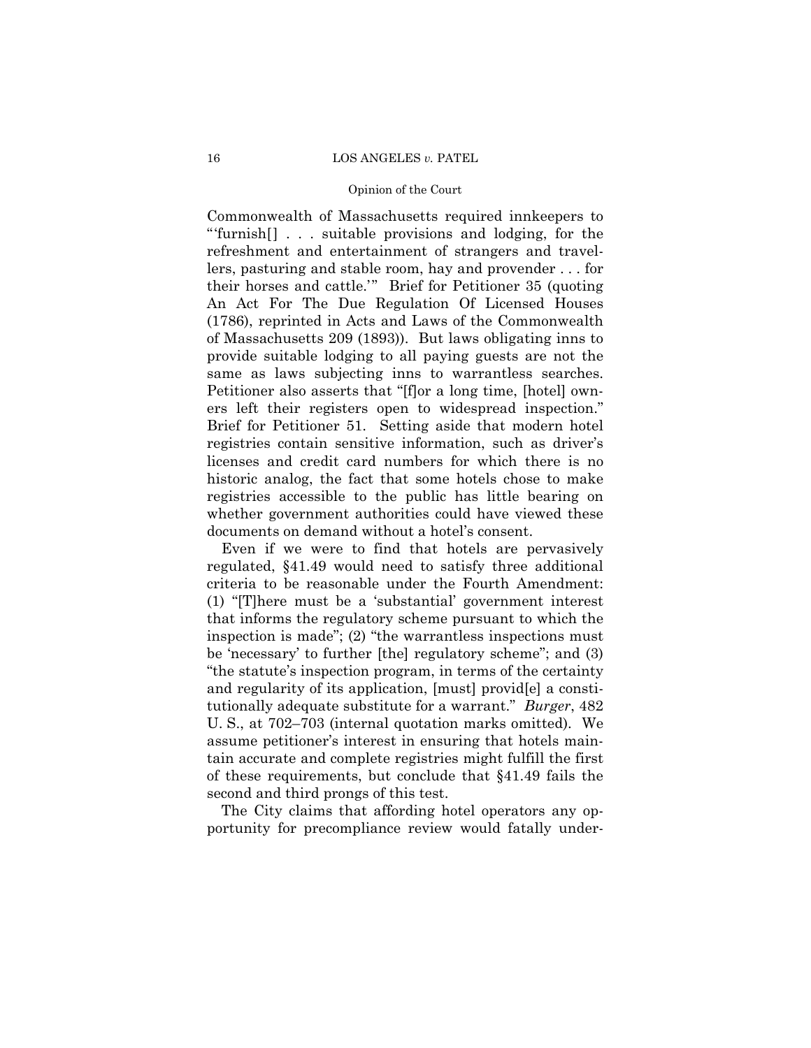Commonwealth of Massachusetts required innkeepers to "'furnish[] . . . suitable provisions and lodging, for the refreshment and entertainment of strangers and travellers, pasturing and stable room, hay and provender . . . for their horses and cattle.'" Brief for Petitioner 35 (quoting An Act For The Due Regulation Of Licensed Houses (1786), reprinted in Acts and Laws of the Commonwealth of Massachusetts 209 (1893)). But laws obligating inns to provide suitable lodging to all paying guests are not the same as laws subjecting inns to warrantless searches. Petitioner also asserts that "[f]or a long time, [hotel] owners left their registers open to widespread inspection." Brief for Petitioner 51. Setting aside that modern hotel registries contain sensitive information, such as driver's licenses and credit card numbers for which there is no historic analog, the fact that some hotels chose to make registries accessible to the public has little bearing on whether government authorities could have viewed these documents on demand without a hotel's consent.

Even if we were to find that hotels are pervasively regulated, §41.49 would need to satisfy three additional criteria to be reasonable under the Fourth Amendment: (1) "[T]here must be a 'substantial' government interest that informs the regulatory scheme pursuant to which the inspection is made"; (2) "the warrantless inspections must be 'necessary' to further [the] regulatory scheme"; and (3) "the statute's inspection program, in terms of the certainty and regularity of its application, [must] provid[e] a constitutionally adequate substitute for a warrant." *Burger*, 482 U. S., at 702–703 (internal quotation marks omitted). We assume petitioner's interest in ensuring that hotels maintain accurate and complete registries might fulfill the first of these requirements, but conclude that §41.49 fails the second and third prongs of this test.

The City claims that affording hotel operators any opportunity for precompliance review would fatally under-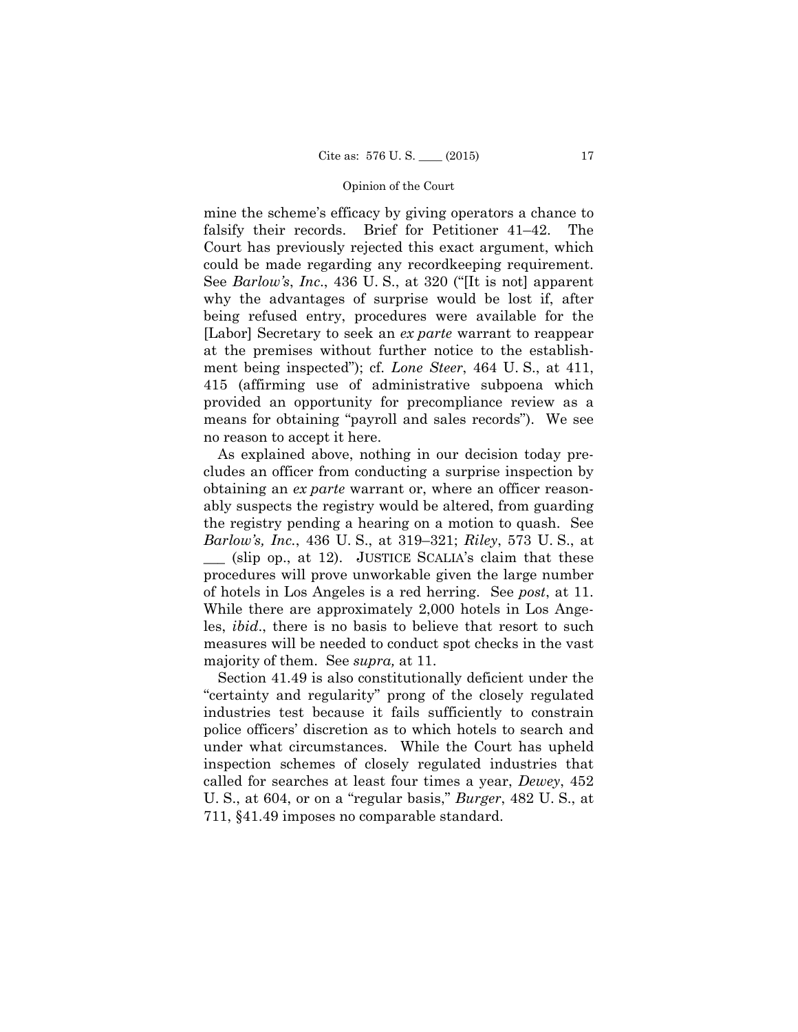mine the scheme's efficacy by giving operators a chance to falsify their records. Brief for Petitioner 41–42. The Court has previously rejected this exact argument, which could be made regarding any recordkeeping requirement. See *Barlow's*, *Inc*., 436 U. S., at 320 ("[It is not] apparent why the advantages of surprise would be lost if, after being refused entry, procedures were available for the [Labor] Secretary to seek an *ex parte* warrant to reappear at the premises without further notice to the establishment being inspected"); cf. *Lone Steer*, 464 U. S., at 411, 415 (affirming use of administrative subpoena which provided an opportunity for precompliance review as a means for obtaining "payroll and sales records"). We see no reason to accept it here.

As explained above, nothing in our decision today precludes an officer from conducting a surprise inspection by obtaining an *ex parte* warrant or, where an officer reasonably suspects the registry would be altered, from guarding the registry pending a hearing on a motion to quash. See *Barlow's, Inc.*, 436 U. S., at 319–321; *Riley*, 573 U. S., at ___ (slip op., at 12). JUSTICE SCALIA's claim that these procedures will prove unworkable given the large number of hotels in Los Angeles is a red herring. See *post*, at 11. While there are approximately 2,000 hotels in Los Angeles, *ibid*., there is no basis to believe that resort to such measures will be needed to conduct spot checks in the vast majority of them. See *supra,* at 11.

Section 41.49 is also constitutionally deficient under the "certainty and regularity" prong of the closely regulated industries test because it fails sufficiently to constrain police officers' discretion as to which hotels to search and under what circumstances. While the Court has upheld inspection schemes of closely regulated industries that called for searches at least four times a year, *Dewey*, 452 U. S., at 604, or on a "regular basis," *Burger*, 482 U. S., at 711, §41.49 imposes no comparable standard.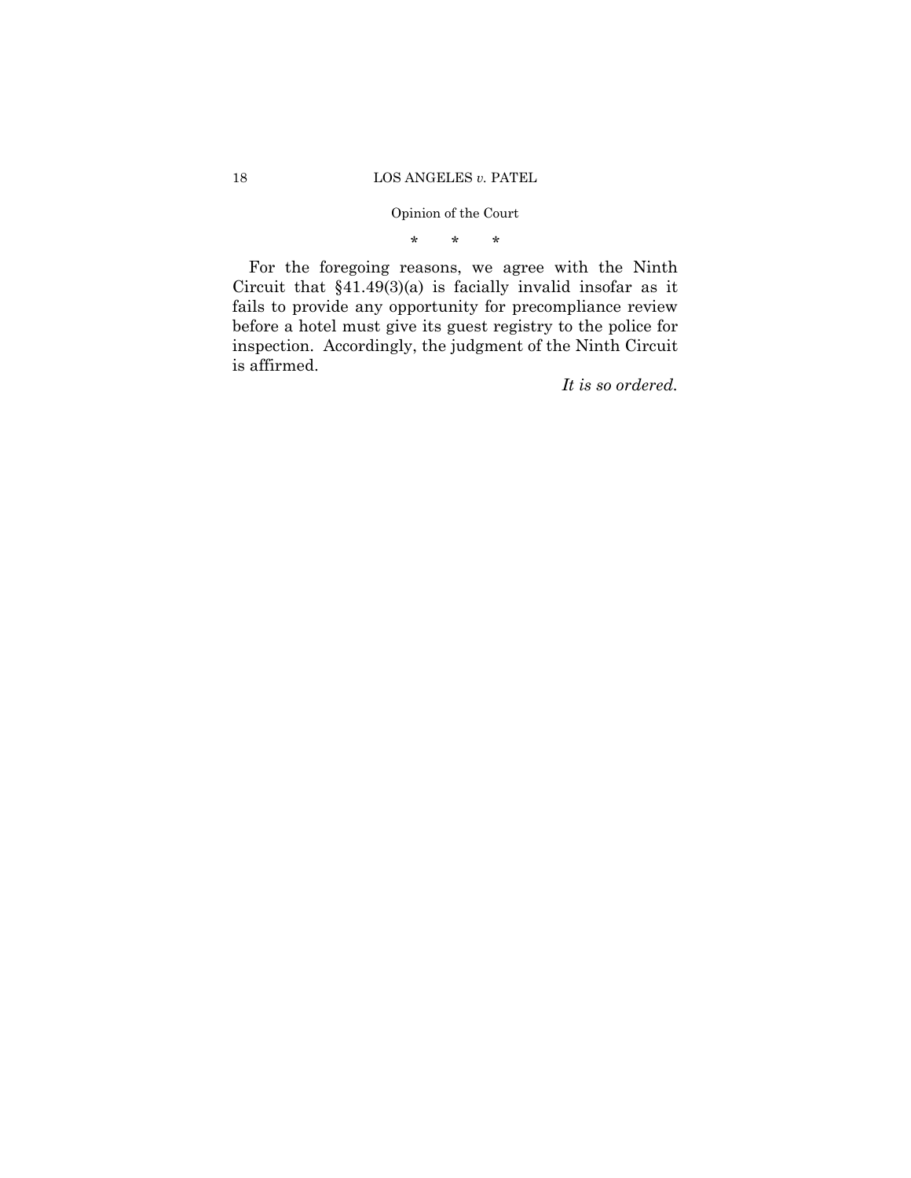* * *

For the foregoing reasons, we agree with the Ninth Circuit that §41.49(3)(a) is facially invalid insofar as it fails to provide any opportunity for precompliance review before a hotel must give its guest registry to the police for inspection. Accordingly, the judgment of the Ninth Circuit is affirmed.

*It is so ordered.*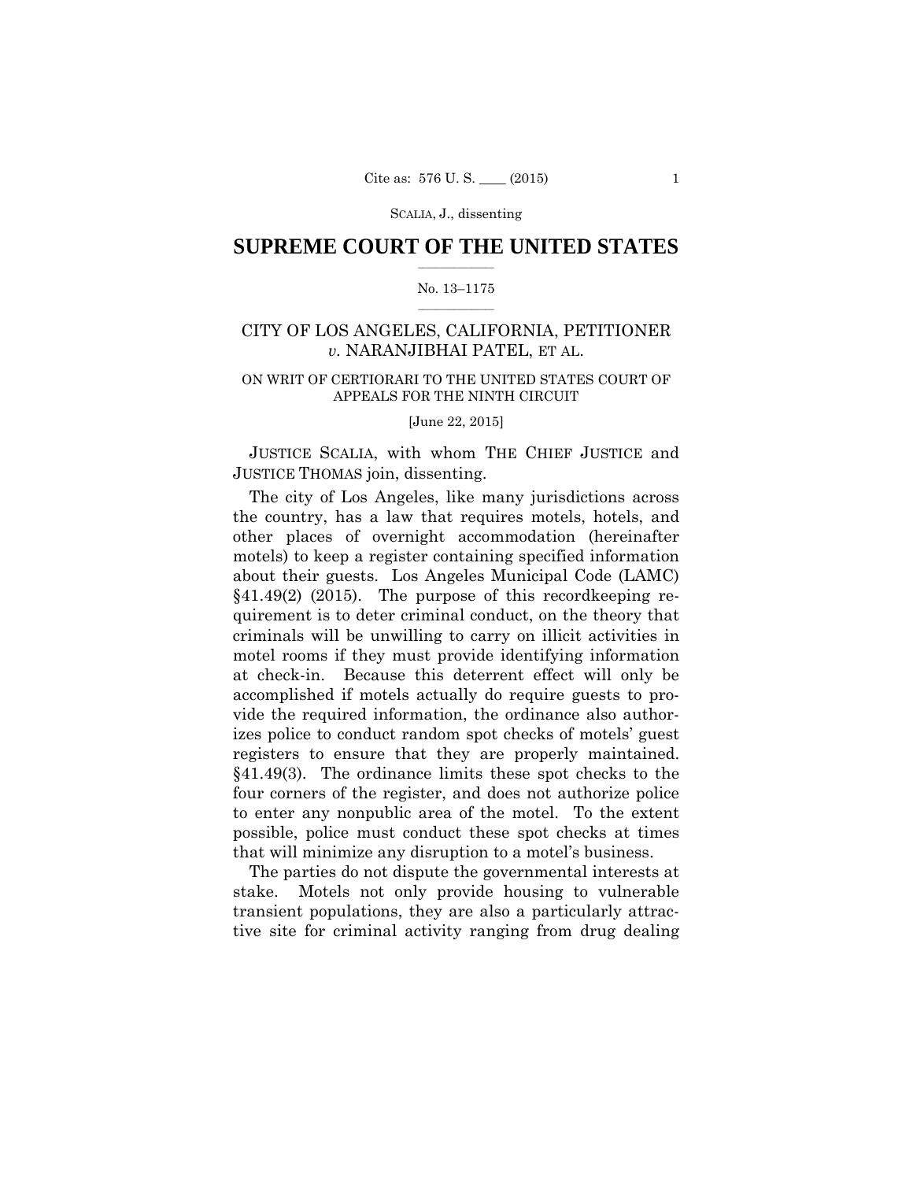SCALIA, J., dissenting

# SUPREME COURT OF THE UNITED STATES

No. 13–1175

CITY OF LOS ANGELES, CALIFORNIA, PETITIONER *v.* NARANJIBHAI PATEL, ET AL.

ON WRIT OF CERTIORARI TO THE UNITED STATES COURT OF APPEALS FOR THE NINTH CIRCUIT

[June 22, 2015]

JUSTICE SCALIA, with whom THE CHIEF JUSTICE and JUSTICE THOMAS join, dissenting.

The city of Los Angeles, like many jurisdictions across the country, has a law that requires motels, hotels, and other places of overnight accommodation (hereinafter motels) to keep a register containing specified information about their guests. Los Angeles Municipal Code (LAMC) §41.49(2) (2015). The purpose of this recordkeeping requirement is to deter criminal conduct, on the theory that criminals will be unwilling to carry on illicit activities in motel rooms if they must provide identifying information at check-in. Because this deterrent effect will only be accomplished if motels actually do require guests to provide the required information, the ordinance also authorizes police to conduct random spot checks of motels' guest registers to ensure that they are properly maintained. §41.49(3). The ordinance limits these spot checks to the four corners of the register, and does not authorize police to enter any nonpublic area of the motel. To the extent possible, police must conduct these spot checks at times that will minimize any disruption to a motel's business.

The parties do not dispute the governmental interests at stake. Motels not only provide housing to vulnerable transient populations, they are also a particularly attractive site for criminal activity ranging from drug dealing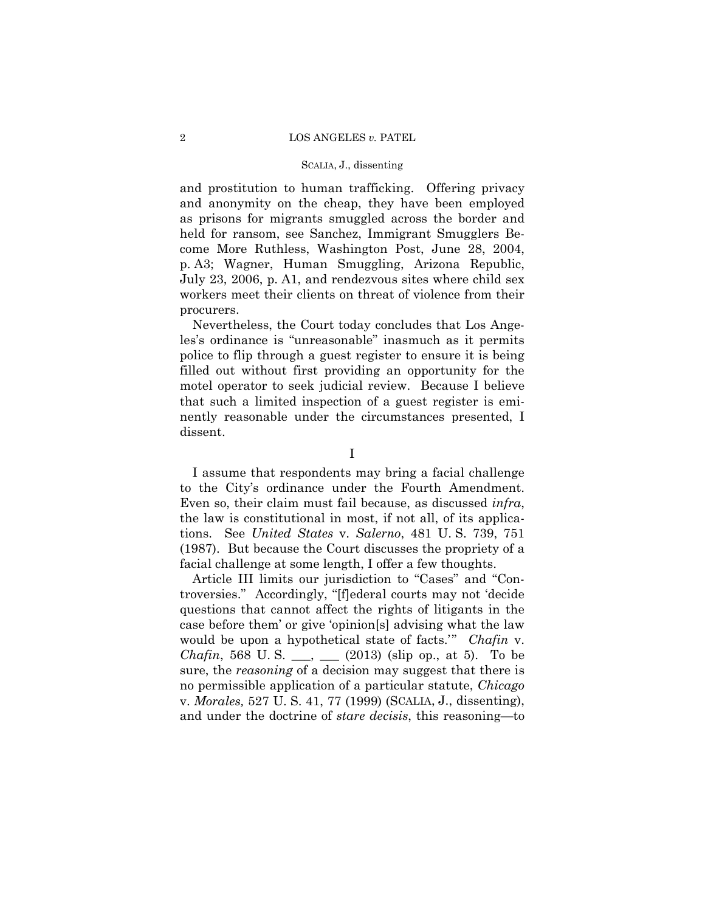and prostitution to human trafficking. Offering privacy and anonymity on the cheap, they have been employed as prisons for migrants smuggled across the border and held for ransom, see Sanchez, Immigrant Smugglers Become More Ruthless, Washington Post, June 28, 2004, p. A3; Wagner, Human Smuggling, Arizona Republic, July 23, 2006, p. A1, and rendezvous sites where child sex workers meet their clients on threat of violence from their procurers.

Nevertheless, the Court today concludes that Los Angeles's ordinance is "unreasonable" inasmuch as it permits police to flip through a guest register to ensure it is being filled out without first providing an opportunity for the motel operator to seek judicial review. Because I believe that such a limited inspection of a guest register is eminently reasonable under the circumstances presented, I dissent.

## I

I assume that respondents may bring a facial challenge to the City's ordinance under the Fourth Amendment. Even so, their claim must fail because, as discussed *infra*, the law is constitutional in most, if not all, of its applications. See *United States* v. *Salerno*, 481 U. S. 739, 751 (1987). But because the Court discusses the propriety of a facial challenge at some length, I offer a few thoughts.

Article III limits our jurisdiction to "Cases" and "Controversies." Accordingly, "[f]ederal courts may not 'decide questions that cannot affect the rights of litigants in the case before them' or give 'opinion[s] advising what the law would be upon a hypothetical state of facts.'" *Chafin* v. *Chafin*, 568 U. S. ___, ___ (2013) (slip op., at 5). To be sure, the *reasoning* of a decision may suggest that there is no permissible application of a particular statute, *Chicago* v. *Morales,* 527 U. S. 41, 77 (1999) (SCALIA, J., dissenting), and under the doctrine of *stare decisis*, this reasoning—to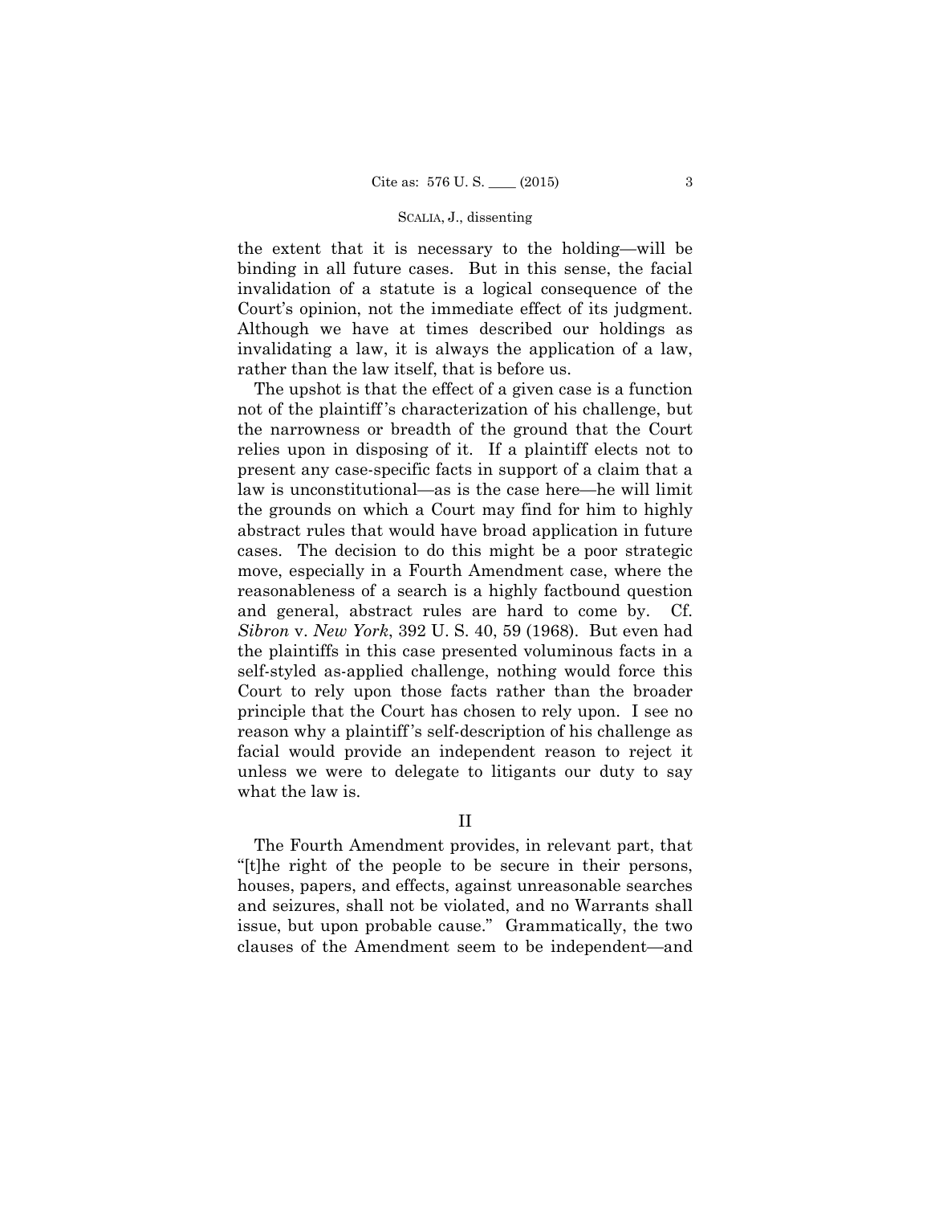the extent that it is necessary to the holding—will be binding in all future cases. But in this sense, the facial invalidation of a statute is a logical consequence of the Court's opinion, not the immediate effect of its judgment. Although we have at times described our holdings as invalidating a law, it is always the application of a law, rather than the law itself, that is before us.

The upshot is that the effect of a given case is a function not of the plaintiff's characterization of his challenge, but the narrowness or breadth of the ground that the Court relies upon in disposing of it. If a plaintiff elects not to present any case-specific facts in support of a claim that a law is unconstitutional—as is the case here—he will limit the grounds on which a Court may find for him to highly abstract rules that would have broad application in future cases. The decision to do this might be a poor strategic move, especially in a Fourth Amendment case, where the reasonableness of a search is a highly factbound question and general, abstract rules are hard to come by. Cf. *Sibron* v. *New York*, 392 U. S. 40, 59 (1968). But even had the plaintiffs in this case presented voluminous facts in a self-styled as-applied challenge, nothing would force this Court to rely upon those facts rather than the broader principle that the Court has chosen to rely upon. I see no reason why a plaintiff's self-description of his challenge as facial would provide an independent reason to reject it unless we were to delegate to litigants our duty to say what the law is.

## II

The Fourth Amendment provides, in relevant part, that "[t]he right of the people to be secure in their persons, houses, papers, and effects, against unreasonable searches and seizures, shall not be violated, and no Warrants shall issue, but upon probable cause." Grammatically, the two clauses of the Amendment seem to be independent—and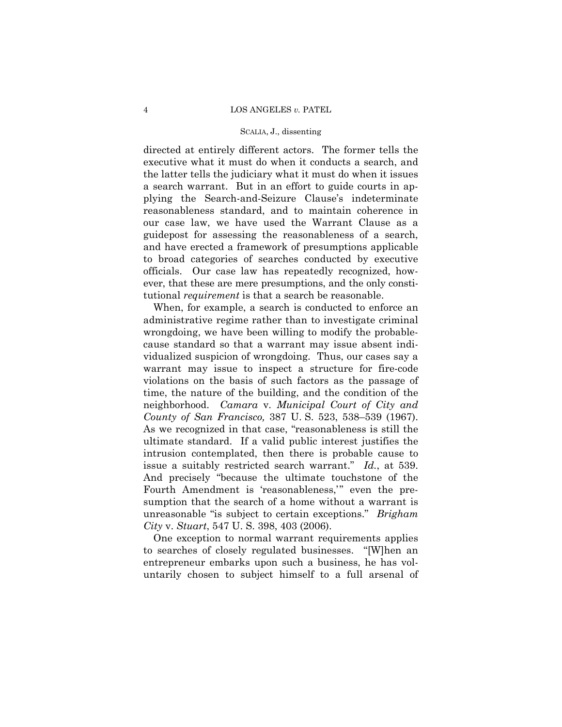directed at entirely different actors. The former tells the executive what it must do when it conducts a search, and the latter tells the judiciary what it must do when it issues a search warrant. But in an effort to guide courts in applying the Search-and-Seizure Clause's indeterminate reasonableness standard, and to maintain coherence in our case law, we have used the Warrant Clause as a guidepost for assessing the reasonableness of a search, and have erected a framework of presumptions applicable to broad categories of searches conducted by executive officials. Our case law has repeatedly recognized, however, that these are mere presumptions, and the only constitutional *requirement* is that a search be reasonable.

When, for example, a search is conducted to enforce an administrative regime rather than to investigate criminal wrongdoing, we have been willing to modify the probable-cause standard so that a warrant may issue absent individualized suspicion of wrongdoing. Thus, our cases say a warrant may issue to inspect a structure for fire-code violations on the basis of such factors as the passage of time, the nature of the building, and the condition of the neighborhood. *Camara* v. *Municipal Court of City and County of San Francisco,* 387 U. S. 523, 538–539 (1967). As we recognized in that case, "reasonableness is still the ultimate standard. If a valid public interest justifies the intrusion contemplated, then there is probable cause to issue a suitably restricted search warrant." *Id.*, at 539. And precisely "because the ultimate touchstone of the Fourth Amendment is 'reasonableness,'" even the presumption that the search of a home without a warrant is unreasonable "is subject to certain exceptions." *Brigham City* v. *Stuart*, 547 U. S. 398, 403 (2006).

One exception to normal warrant requirements applies to searches of closely regulated businesses. "[W]hen an entrepreneur embarks upon such a business, he has voluntarily chosen to subject himself to a full arsenal of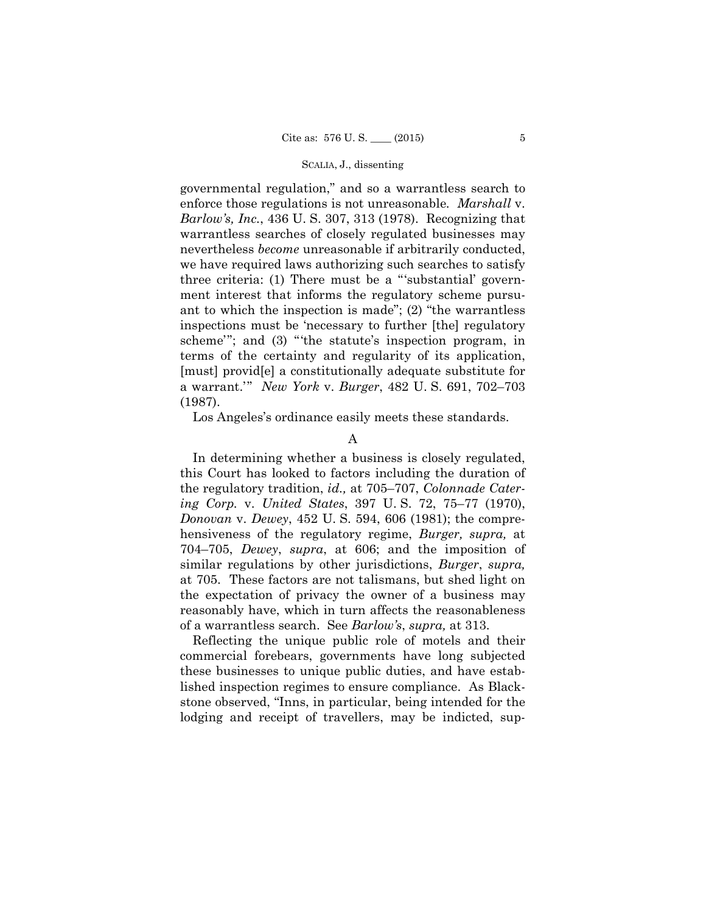governmental regulation," and so a warrantless search to enforce those regulations is not unreasonable. *Marshall* v. *Barlow's, Inc.*, 436 U. S. 307, 313 (1978). Recognizing that warrantless searches of closely regulated businesses may nevertheless *become* unreasonable if arbitrarily conducted, we have required laws authorizing such searches to satisfy three criteria: (1) There must be a "'substantial' government interest that informs the regulatory scheme pursuant to which the inspection is made"; (2) "the warrantless inspections must be 'necessary to further [the] regulatory scheme'"; and (3) "'the statute's inspection program, in terms of the certainty and regularity of its application, [must] provid[e] a constitutionally adequate substitute for a warrant.'" *New York* v. *Burger*, 482 U. S. 691, 702–703 (1987).

Los Angeles's ordinance easily meets these standards.

### A

In determining whether a business is closely regulated, this Court has looked to factors including the duration of the regulatory tradition, *id.,* at 705–707, *Colonnade Catering Corp.* v. *United States*, 397 U. S. 72, 75–77 (1970), *Donovan* v. *Dewey*, 452 U. S. 594, 606 (1981); the comprehensiveness of the regulatory regime, *Burger, supra,* at 704–705, *Dewey*, *supra*, at 606; and the imposition of similar regulations by other jurisdictions, *Burger*, *supra,* at 705. These factors are not talismans, but shed light on the expectation of privacy the owner of a business may reasonably have, which in turn affects the reasonableness of a warrantless search. See *Barlow's*, *supra,* at 313.

Reflecting the unique public role of motels and their commercial forebears, governments have long subjected these businesses to unique public duties, and have established inspection regimes to ensure compliance. As Blackstone observed, "Inns, in particular, being intended for the lodging and receipt of travellers, may be indicted, sup-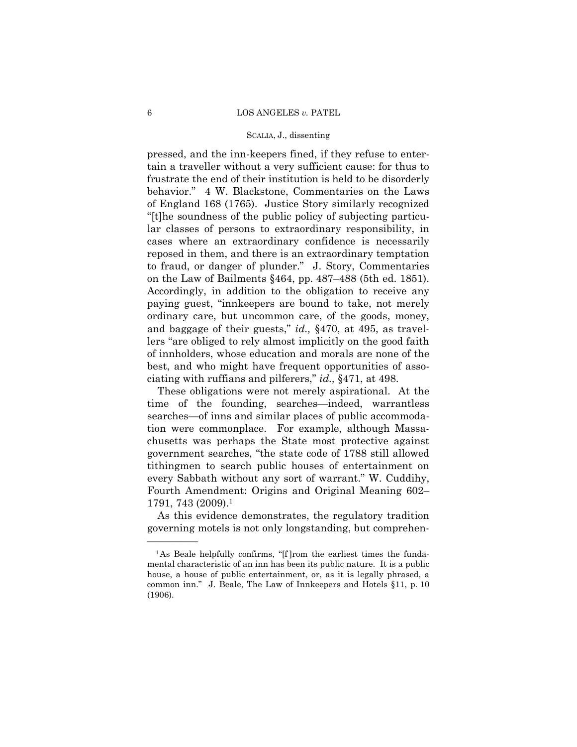pressed, and the inn-keepers fined, if they refuse to entertain a traveller without a very sufficient cause: for thus to frustrate the end of their institution is held to be disorderly behavior." 4 W. Blackstone, Commentaries on the Laws of England 168 (1765). Justice Story similarly recognized "[t]he soundness of the public policy of subjecting particular classes of persons to extraordinary responsibility, in cases where an extraordinary confidence is necessarily reposed in them, and there is an extraordinary temptation to fraud, or danger of plunder." J. Story, Commentaries on the Law of Bailments §464, pp. 487–488 (5th ed. 1851). Accordingly, in addition to the obligation to receive any paying guest, "innkeepers are bound to take, not merely ordinary care, but uncommon care, of the goods, money, and baggage of their guests," *id.,* §470, at 495, as travellers "are obliged to rely almost implicitly on the good faith of innholders, whose education and morals are none of the best, and who might have frequent opportunities of associating with ruffians and pilferers," *id.,* §471, at 498.

These obligations were not merely aspirational. At the time of the founding, searches—indeed, warrantless searches—of inns and similar places of public accommodation were commonplace. For example, although Massachusetts was perhaps the State most protective against government searches, "the state code of 1788 still allowed tithingmen to search public houses of entertainment on every Sabbath without any sort of warrant." W. Cuddihy, Fourth Amendment: Origins and Original Meaning 602–1791, 743 (2009).[1]

As this evidence demonstrates, the regulatory tradition governing motels is not only longstanding, but comprehen-

---

[1] As Beale helpfully confirms, "[f]rom the earliest times the fundamental characteristic of an inn has been its public nature. It is a public house, a house of public entertainment, or, as it is legally phrased, a common inn." J. Beale, The Law of Innkeepers and Hotels §11, p. 10 (1906).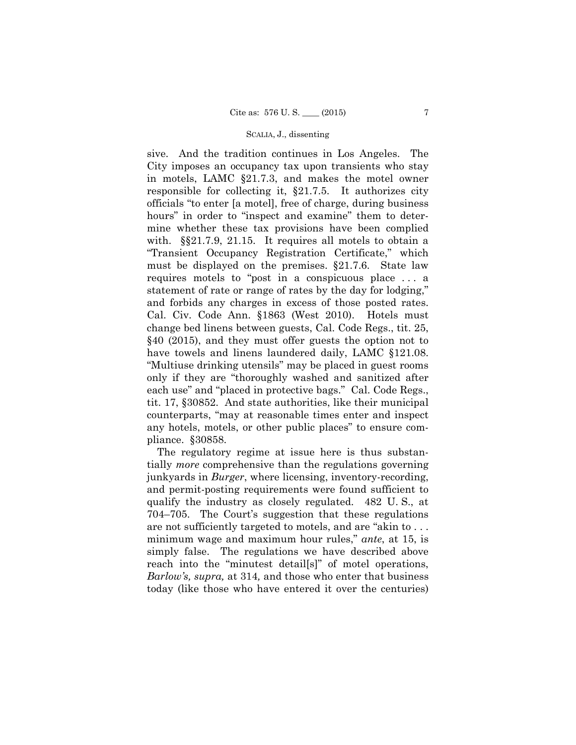sive. And the tradition continues in Los Angeles. The City imposes an occupancy tax upon transients who stay in motels, LAMC §21.7.3, and makes the motel owner responsible for collecting it, §21.7.5. It authorizes city officials "to enter [a motel], free of charge, during business hours" in order to "inspect and examine" them to determine whether these tax provisions have been complied with. §§21.7.9, 21.15. It requires all motels to obtain a "Transient Occupancy Registration Certificate," which must be displayed on the premises. §21.7.6. State law requires motels to "post in a conspicuous place . . . a statement of rate or range of rates by the day for lodging," and forbids any charges in excess of those posted rates. Cal. Civ. Code Ann. §1863 (West 2010). Hotels must change bed linens between guests, Cal. Code Regs., tit. 25, §40 (2015), and they must offer guests the option not to have towels and linens laundered daily, LAMC §121.08. "Multiuse drinking utensils" may be placed in guest rooms only if they are "thoroughly washed and sanitized after each use" and "placed in protective bags." Cal. Code Regs., tit. 17, §30852. And state authorities, like their municipal counterparts, "may at reasonable times enter and inspect any hotels, motels, or other public places" to ensure compliance. §30858.

The regulatory regime at issue here is thus substantially *more* comprehensive than the regulations governing junkyards in *Burger*, where licensing, inventory-recording, and permit-posting requirements were found sufficient to qualify the industry as closely regulated. 482 U. S., at 704–705. The Court's suggestion that these regulations are not sufficiently targeted to motels, and are "akin to . . . minimum wage and maximum hour rules," *ante*, at 15, is simply false. The regulations we have described above reach into the "minutest detail[s]" of motel operations, *Barlow's, supra,* at 314*,* and those who enter that business today (like those who have entered it over the centuries)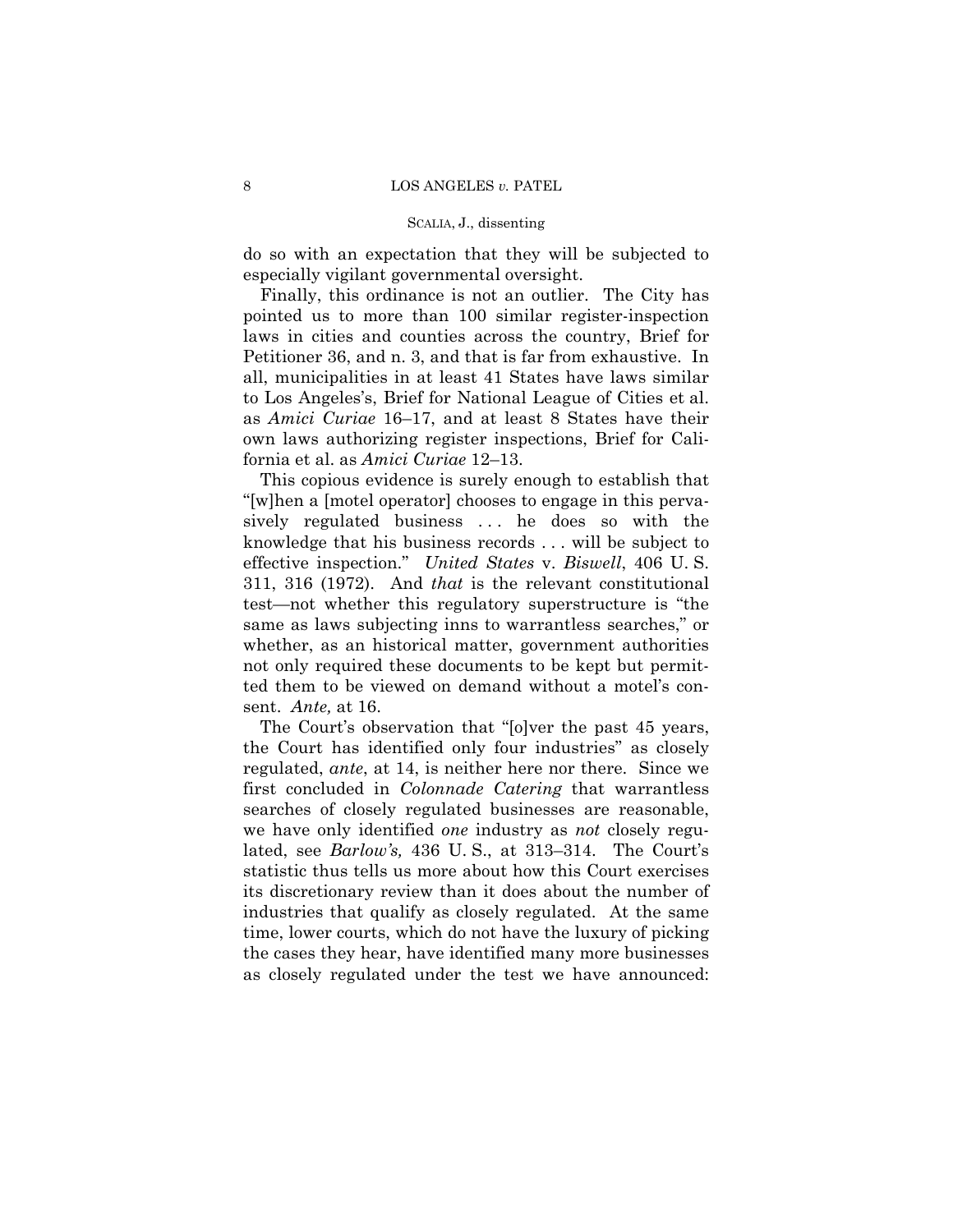do so with an expectation that they will be subjected to especially vigilant governmental oversight.

Finally, this ordinance is not an outlier. The City has pointed us to more than 100 similar register-inspection laws in cities and counties across the country, Brief for Petitioner 36, and n. 3, and that is far from exhaustive. In all, municipalities in at least 41 States have laws similar to Los Angeles's, Brief for National League of Cities et al. as *Amici Curiae* 16–17, and at least 8 States have their own laws authorizing register inspections, Brief for California et al. as *Amici Curiae* 12–13.

This copious evidence is surely enough to establish that "[w]hen a [motel operator] chooses to engage in this pervasively regulated business . . . he does so with the knowledge that his business records . . . will be subject to effective inspection." *United States* v. *Biswell*, 406 U. S. 311, 316 (1972). And *that* is the relevant constitutional test—not whether this regulatory superstructure is "the same as laws subjecting inns to warrantless searches," or whether, as an historical matter, government authorities not only required these documents to be kept but permitted them to be viewed on demand without a motel's consent. *Ante,* at 16.

The Court's observation that "[o]ver the past 45 years, the Court has identified only four industries" as closely regulated, *ante*, at 14, is neither here nor there. Since we first concluded in *Colonnade Catering* that warrantless searches of closely regulated businesses are reasonable, we have only identified *one* industry as *not* closely regulated, see *Barlow's,* 436 U. S., at 313–314. The Court's statistic thus tells us more about how this Court exercises its discretionary review than it does about the number of industries that qualify as closely regulated. At the same time, lower courts, which do not have the luxury of picking the cases they hear, have identified many more businesses as closely regulated under the test we have announced: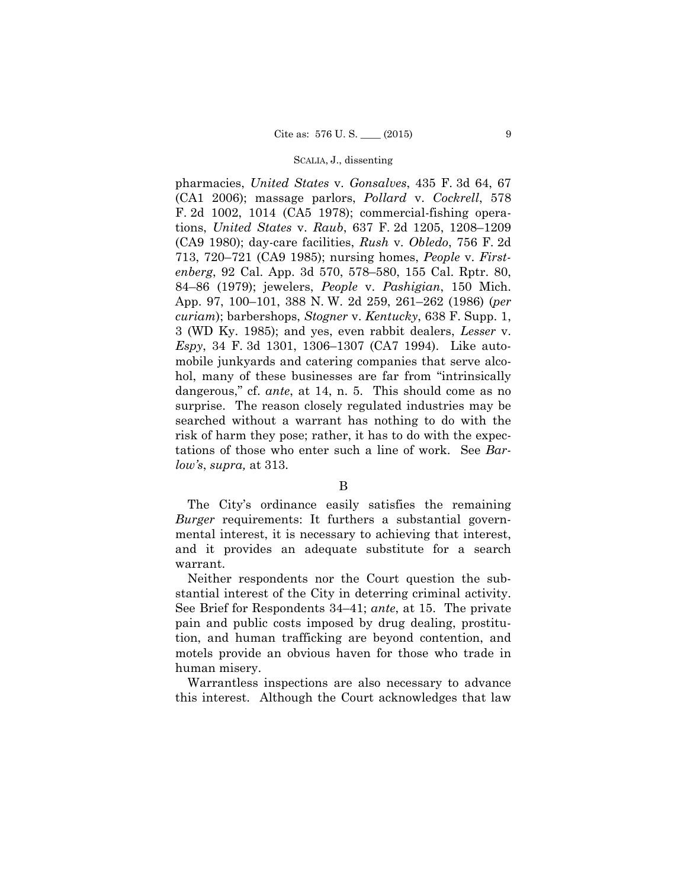pharmacies, *United States* v. *Gonsalves*, 435 F. 3d 64, 67 (CA1 2006); massage parlors, *Pollard* v. *Cockrell*, 578 F. 2d 1002, 1014 (CA5 1978); commercial-fishing operations, *United States* v. *Raub*, 637 F. 2d 1205, 1208–1209 (CA9 1980); day-care facilities, *Rush* v. *Obledo*, 756 F. 2d 713, 720–721 (CA9 1985); nursing homes, *People* v. *Firstenberg*, 92 Cal. App. 3d 570, 578–580, 155 Cal. Rptr. 80, 84–86 (1979); jewelers, *People* v. *Pashigian*, 150 Mich. App. 97, 100–101, 388 N. W. 2d 259, 261–262 (1986) (*per curiam*); barbershops, *Stogner* v. *Kentucky*, 638 F. Supp. 1, 3 (WD Ky. 1985); and yes, even rabbit dealers, *Lesser* v. *Espy*, 34 F. 3d 1301, 1306–1307 (CA7 1994). Like automobile junkyards and catering companies that serve alcohol, many of these businesses are far from "intrinsically dangerous," cf. *ante*, at 14, n. 5. This should come as no surprise. The reason closely regulated industries may be searched without a warrant has nothing to do with the risk of harm they pose; rather, it has to do with the expectations of those who enter such a line of work. See *Barlow's*, *supra,* at 313.

B

The City's ordinance easily satisfies the remaining *Burger* requirements: It furthers a substantial governmental interest, it is necessary to achieving that interest, and it provides an adequate substitute for a search warrant.

Neither respondents nor the Court question the substantial interest of the City in deterring criminal activity. See Brief for Respondents 34–41; *ante*, at 15. The private pain and public costs imposed by drug dealing, prostitution, and human trafficking are beyond contention, and motels provide an obvious haven for those who trade in human misery.

Warrantless inspections are also necessary to advance this interest. Although the Court acknowledges that law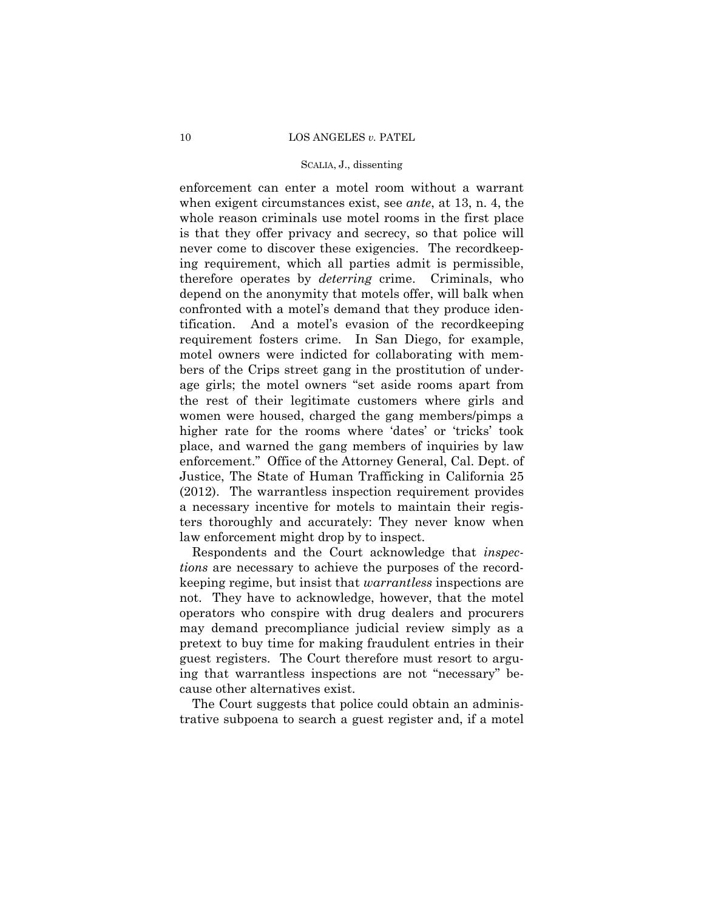enforcement can enter a motel room without a warrant when exigent circumstances exist, see *ante*, at 13, n. 4, the whole reason criminals use motel rooms in the first place is that they offer privacy and secrecy, so that police will never come to discover these exigencies. The recordkeeping requirement, which all parties admit is permissible, therefore operates by *deterring* crime. Criminals, who depend on the anonymity that motels offer, will balk when confronted with a motel's demand that they produce identification. And a motel's evasion of the recordkeeping requirement fosters crime. In San Diego, for example, motel owners were indicted for collaborating with members of the Crips street gang in the prostitution of underage girls; the motel owners "set aside rooms apart from the rest of their legitimate customers where girls and women were housed, charged the gang members/pimps a higher rate for the rooms where 'dates' or 'tricks' took place, and warned the gang members of inquiries by law enforcement." Office of the Attorney General, Cal. Dept. of Justice, The State of Human Trafficking in California 25 (2012). The warrantless inspection requirement provides a necessary incentive for motels to maintain their registers thoroughly and accurately: They never know when law enforcement might drop by to inspect.

Respondents and the Court acknowledge that *inspections* are necessary to achieve the purposes of the recordkeeping regime, but insist that *warrantless* inspections are not. They have to acknowledge, however, that the motel operators who conspire with drug dealers and procurers may demand precompliance judicial review simply as a pretext to buy time for making fraudulent entries in their guest registers. The Court therefore must resort to arguing that warrantless inspections are not "necessary" because other alternatives exist.

The Court suggests that police could obtain an administrative subpoena to search a guest register and, if a motel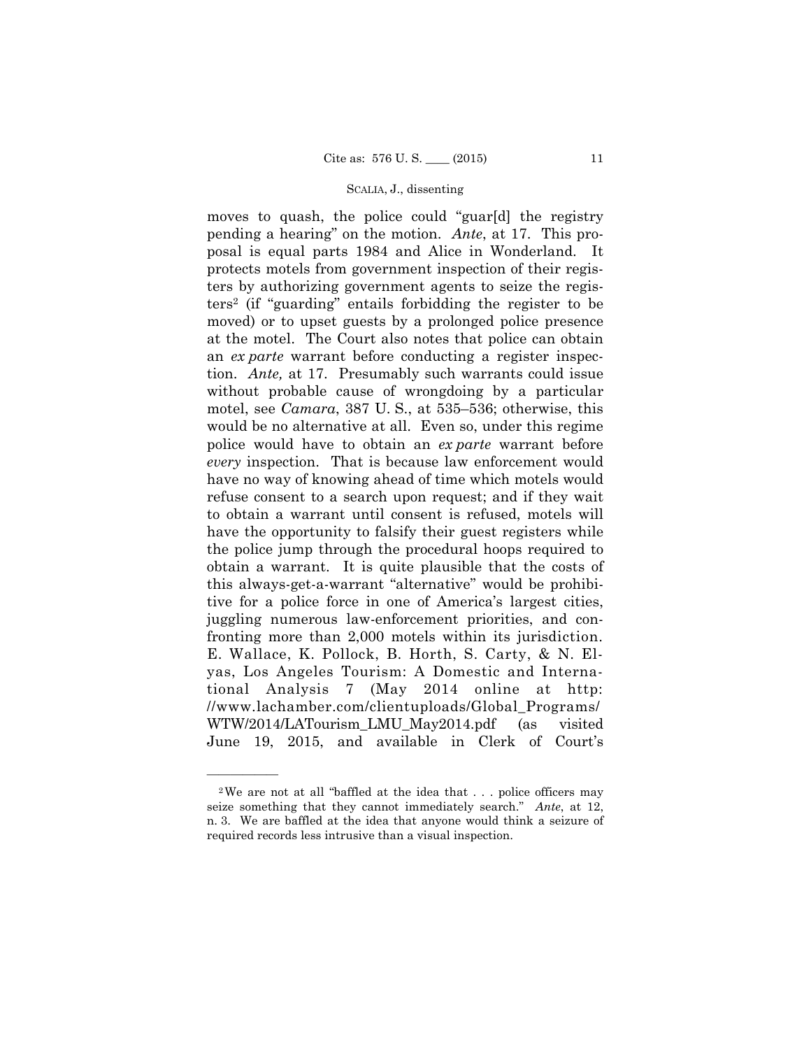moves to quash, the police could "guar[d] the registry pending a hearing" on the motion. *Ante*, at 17. This proposal is equal parts 1984 and Alice in Wonderland. It protects motels from government inspection of their registers by authorizing government agents to seize the registers[2] (if "guarding" entails forbidding the register to be moved) or to upset guests by a prolonged police presence at the motel. The Court also notes that police can obtain an *ex parte* warrant before conducting a register inspection. *Ante,* at 17. Presumably such warrants could issue without probable cause of wrongdoing by a particular motel, see *Camara*, 387 U. S., at 535–536; otherwise, this would be no alternative at all. Even so, under this regime police would have to obtain an *ex parte* warrant before *every* inspection. That is because law enforcement would have no way of knowing ahead of time which motels would refuse consent to a search upon request; and if they wait to obtain a warrant until consent is refused, motels will have the opportunity to falsify their guest registers while the police jump through the procedural hoops required to obtain a warrant. It is quite plausible that the costs of this always-get-a-warrant "alternative" would be prohibitive for a police force in one of America's largest cities, juggling numerous law-enforcement priorities, and confronting more than 2,000 motels within its jurisdiction. E. Wallace, K. Pollock, B. Horth, S. Carty, & N. Elyas, Los Angeles Tourism: A Domestic and International Analysis 7 (May 2014 online at http://www.lachamber.com/clientuploads/Global_Programs/WTW/2014/LATourism_LMU_May2014.pdf (as visited June 19, 2015, and available in Clerk of Court's

---

[2] We are not at all "baffled at the idea that . . . police officers may seize something that they cannot immediately search." *Ante*, at 12, n. 3. We are baffled at the idea that anyone would think a seizure of required records less intrusive than a visual inspection.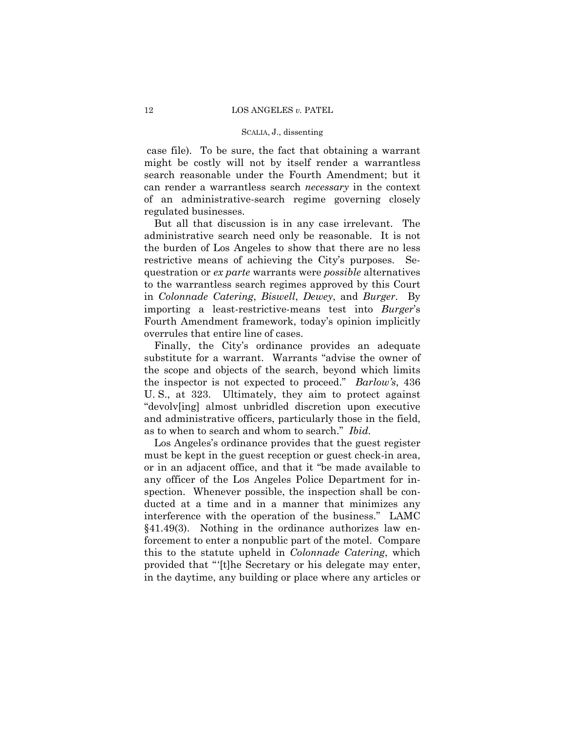case file). To be sure, the fact that obtaining a warrant might be costly will not by itself render a warrantless search reasonable under the Fourth Amendment; but it can render a warrantless search *necessary* in the context of an administrative-search regime governing closely regulated businesses.

But all that discussion is in any case irrelevant. The administrative search need only be reasonable. It is not the burden of Los Angeles to show that there are no less restrictive means of achieving the City's purposes. Sequestration or *ex parte* warrants were *possible* alternatives to the warrantless search regimes approved by this Court in *Colonnade Catering*, *Biswell*, *Dewey*, and *Burger*. By importing a least-restrictive-means test into *Burger*'s Fourth Amendment framework, today's opinion implicitly overrules that entire line of cases.

Finally, the City's ordinance provides an adequate substitute for a warrant. Warrants "advise the owner of the scope and objects of the search, beyond which limits the inspector is not expected to proceed." *Barlow's*, 436 U. S., at 323. Ultimately, they aim to protect against "devolv[ing] almost unbridled discretion upon executive and administrative officers, particularly those in the field, as to when to search and whom to search." *Ibid.*

Los Angeles's ordinance provides that the guest register must be kept in the guest reception or guest check-in area, or in an adjacent office, and that it "be made available to any officer of the Los Angeles Police Department for inspection. Whenever possible, the inspection shall be conducted at a time and in a manner that minimizes any interference with the operation of the business." LAMC §41.49(3). Nothing in the ordinance authorizes law enforcement to enter a nonpublic part of the motel. Compare this to the statute upheld in *Colonnade Catering*, which provided that "'[t]he Secretary or his delegate may enter, in the daytime, any building or place where any articles or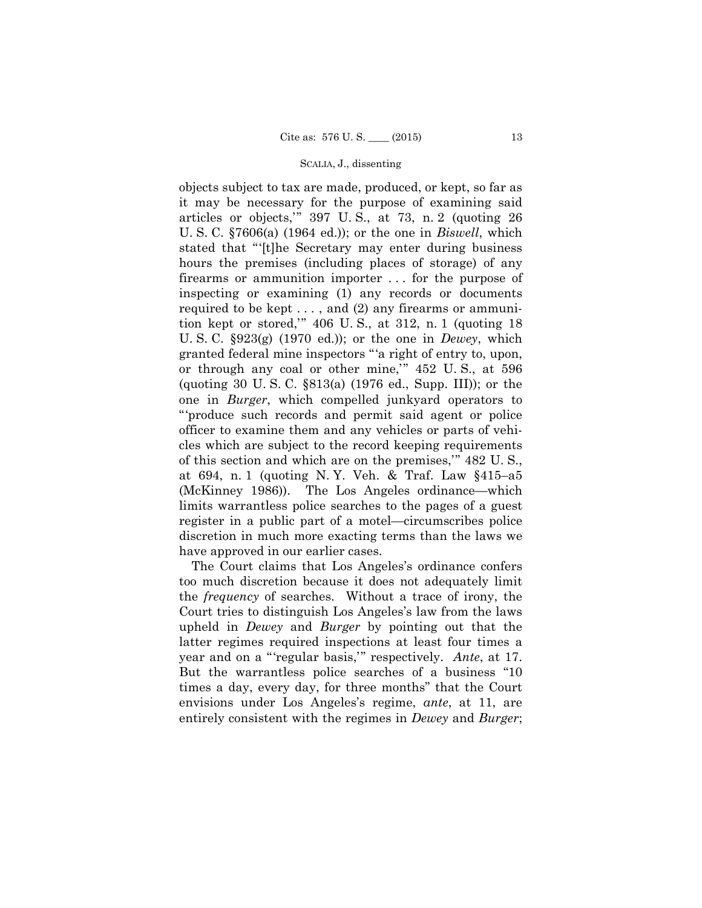objects subject to tax are made, produced, or kept, so far as it may be necessary for the purpose of examining said articles or objects,'" 397 U. S., at 73, n. 2 (quoting 26 U. S. C. §7606(a) (1964 ed.)); or the one in *Biswell*, which stated that "'[t]he Secretary may enter during business hours the premises (including places of storage) of any firearms or ammunition importer . . . for the purpose of inspecting or examining (1) any records or documents required to be kept . . . , and (2) any firearms or ammunition kept or stored,'" 406 U. S., at 312, n. 1 (quoting 18 U. S. C. §923(g) (1970 ed.)); or the one in *Dewey*, which granted federal mine inspectors "'a right of entry to, upon, or through any coal or other mine,'" 452 U. S., at 596 (quoting 30 U. S. C. §813(a) (1976 ed., Supp. III)); or the one in *Burger*, which compelled junkyard operators to "'produce such records and permit said agent or police officer to examine them and any vehicles or parts of vehicles which are subject to the record keeping requirements of this section and which are on the premises,'" 482 U. S., at 694, n. 1 (quoting N. Y. Veh. & Traf. Law §415–a5 (McKinney 1986)). The Los Angeles ordinance—which limits warrantless police searches to the pages of a guest register in a public part of a motel—circumscribes police discretion in much more exacting terms than the laws we have approved in our earlier cases.

The Court claims that Los Angeles's ordinance confers too much discretion because it does not adequately limit the *frequency* of searches. Without a trace of irony, the Court tries to distinguish Los Angeles's law from the laws upheld in *Dewey* and *Burger* by pointing out that the latter regimes required inspections at least four times a year and on a "'regular basis,'" respectively. *Ante*, at 17. But the warrantless police searches of a business "10 times a day, every day, for three months" that the Court envisions under Los Angeles's regime, *ante*, at 11, are entirely consistent with the regimes in *Dewey* and *Burger*;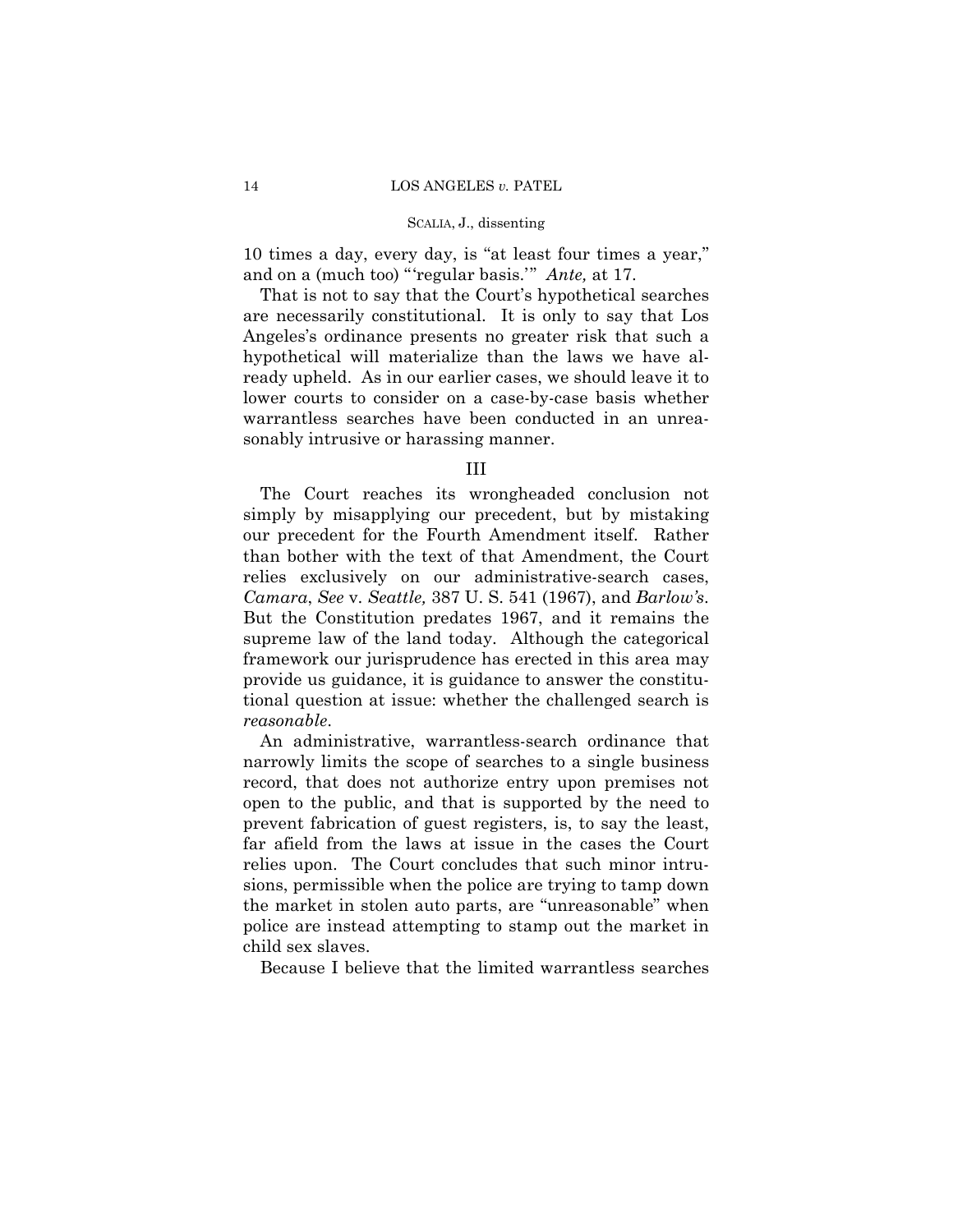10 times a day, every day, is "at least four times a year," and on a (much too) "'regular basis.'" *Ante,* at 17.

That is not to say that the Court's hypothetical searches are necessarily constitutional. It is only to say that Los Angeles's ordinance presents no greater risk that such a hypothetical will materialize than the laws we have already upheld. As in our earlier cases, we should leave it to lower courts to consider on a case-by-case basis whether warrantless searches have been conducted in an unreasonably intrusive or harassing manner.

## III

The Court reaches its wrongheaded conclusion not simply by misapplying our precedent, but by mistaking our precedent for the Fourth Amendment itself. Rather than bother with the text of that Amendment, the Court relies exclusively on our administrative-search cases, *Camara*, *See* v. *Seattle,* 387 U. S. 541 (1967), and *Barlow's*. But the Constitution predates 1967, and it remains the supreme law of the land today. Although the categorical framework our jurisprudence has erected in this area may provide us guidance, it is guidance to answer the constitutional question at issue: whether the challenged search is *reasonable*.

An administrative, warrantless-search ordinance that narrowly limits the scope of searches to a single business record, that does not authorize entry upon premises not open to the public, and that is supported by the need to prevent fabrication of guest registers, is, to say the least, far afield from the laws at issue in the cases the Court relies upon. The Court concludes that such minor intrusions, permissible when the police are trying to tamp down the market in stolen auto parts, are "unreasonable" when police are instead attempting to stamp out the market in child sex slaves.

Because I believe that the limited warrantless searches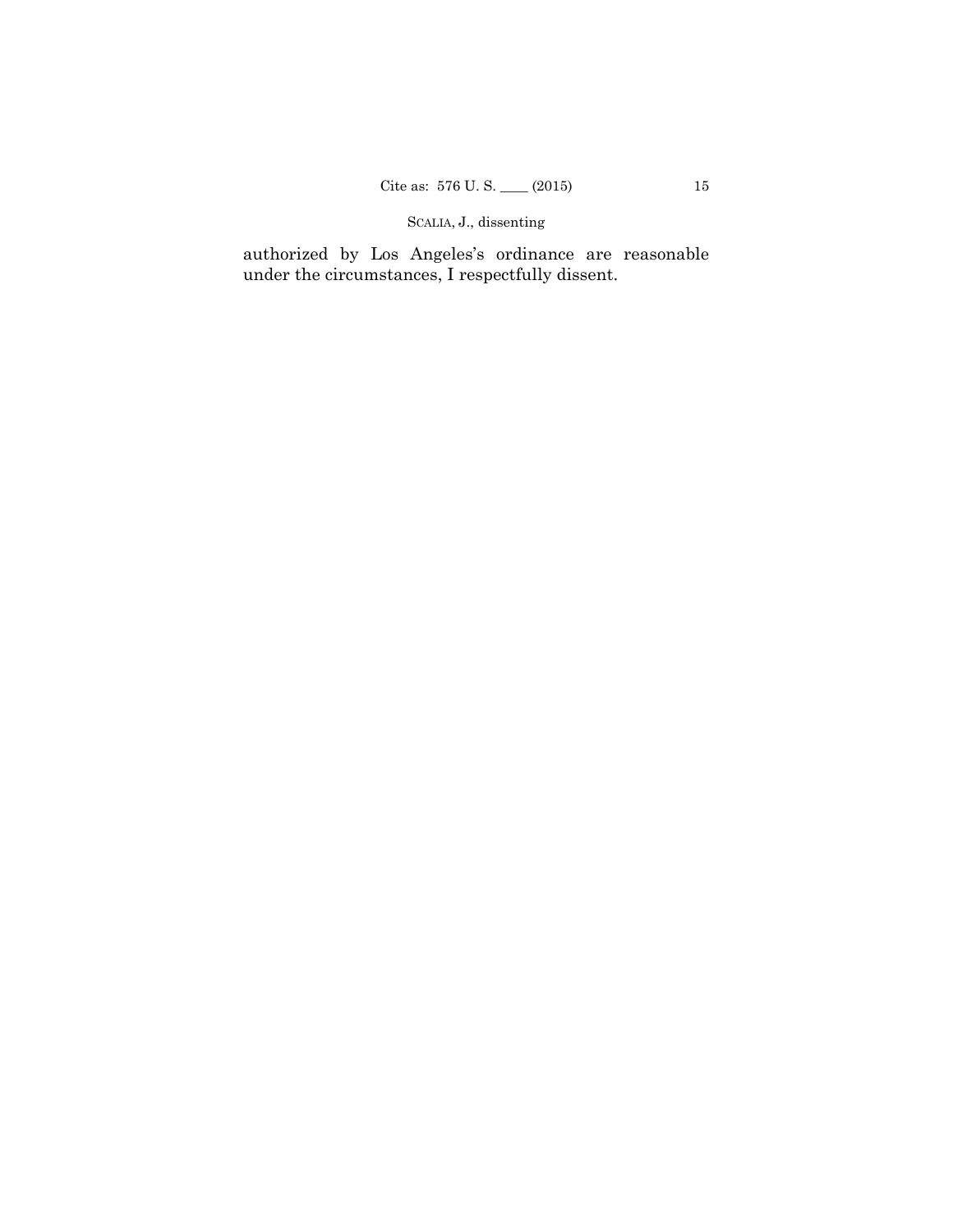authorized by Los Angeles's ordinance are reasonable under the circumstances, I respectfully dissent.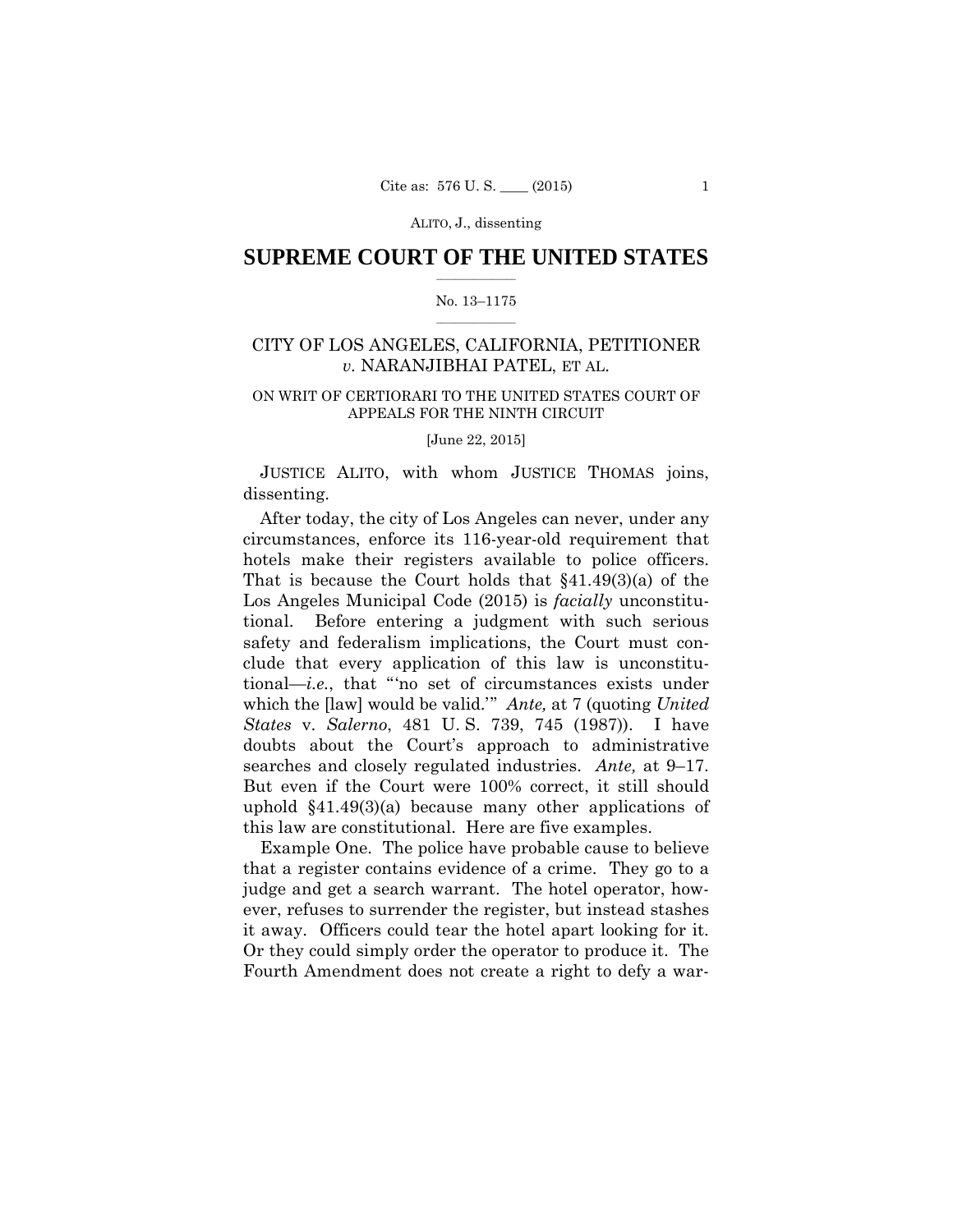## SUPREME COURT OF THE UNITED STATES

No. 13–1175

CITY OF LOS ANGELES, CALIFORNIA, PETITIONER *v.* NARANJIBHAI PATEL, ET AL.

ON WRIT OF CERTIORARI TO THE UNITED STATES COURT OF APPEALS FOR THE NINTH CIRCUIT

[June 22, 2015]

JUSTICE ALITO, with whom JUSTICE THOMAS joins, dissenting.

After today, the city of Los Angeles can never, under any circumstances, enforce its 116-year-old requirement that hotels make their registers available to police officers. That is because the Court holds that §41.49(3)(a) of the Los Angeles Municipal Code (2015) is *facially* unconstitutional. Before entering a judgment with such serious safety and federalism implications, the Court must conclude that every application of this law is unconstitutional—*i.e.*, that "'no set of circumstances exists under which the [law] would be valid.'" *Ante,* at 7 (quoting *United States* v. *Salerno*, 481 U. S. 739, 745 (1987)). I have doubts about the Court's approach to administrative searches and closely regulated industries. *Ante,* at 9–17. But even if the Court were 100% correct, it still should uphold §41.49(3)(a) because many other applications of this law are constitutional. Here are five examples.

Example One. The police have probable cause to believe that a register contains evidence of a crime. They go to a judge and get a search warrant. The hotel operator, however, refuses to surrender the register, but instead stashes it away. Officers could tear the hotel apart looking for it. Or they could simply order the operator to produce it. The Fourth Amendment does not create a right to defy a war-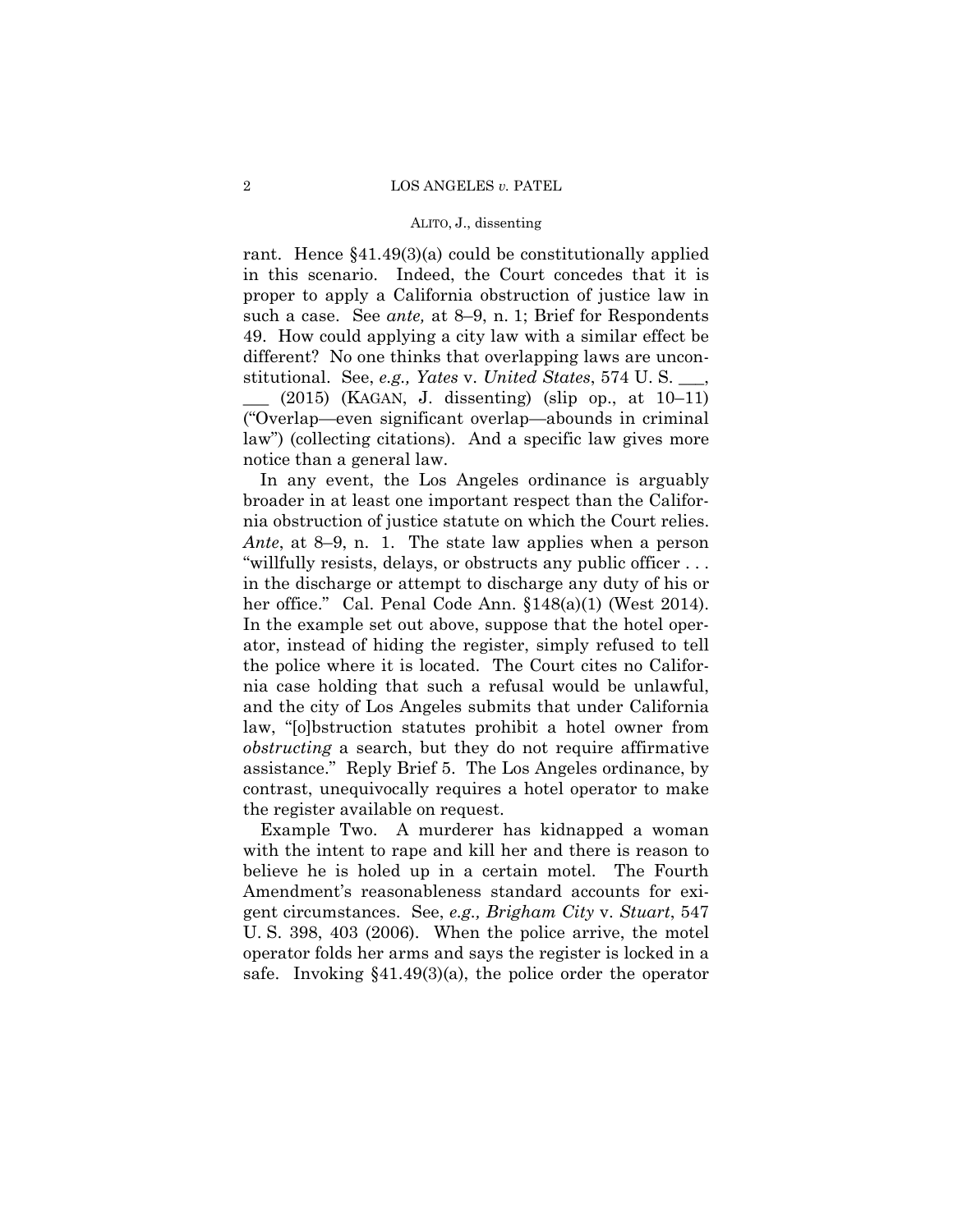rant. Hence §41.49(3)(a) could be constitutionally applied in this scenario. Indeed, the Court concedes that it is proper to apply a California obstruction of justice law in such a case. See *ante,* at 8–9, n. 1; Brief for Respondents 49. How could applying a city law with a similar effect be different? No one thinks that overlapping laws are unconstitutional. See, *e.g., Yates* v. *United States*, 574 U. S. ___, ___ (2015) (KAGAN, J. dissenting) (slip op., at 10–11) ("Overlap—even significant overlap—abounds in criminal law") (collecting citations). And a specific law gives more notice than a general law.

In any event, the Los Angeles ordinance is arguably broader in at least one important respect than the California obstruction of justice statute on which the Court relies. *Ante*, at 8–9, n. 1. The state law applies when a person "willfully resists, delays, or obstructs any public officer . . . in the discharge or attempt to discharge any duty of his or her office." Cal. Penal Code Ann. §148(a)(1) (West 2014). In the example set out above, suppose that the hotel operator, instead of hiding the register, simply refused to tell the police where it is located. The Court cites no California case holding that such a refusal would be unlawful, and the city of Los Angeles submits that under California law, "[o]bstruction statutes prohibit a hotel owner from *obstructing* a search, but they do not require affirmative assistance." Reply Brief 5. The Los Angeles ordinance, by contrast, unequivocally requires a hotel operator to make the register available on request.

Example Two. A murderer has kidnapped a woman with the intent to rape and kill her and there is reason to believe he is holed up in a certain motel. The Fourth Amendment's reasonableness standard accounts for exigent circumstances. See, *e.g., Brigham City* v. *Stuart*, 547 U. S. 398, 403 (2006). When the police arrive, the motel operator folds her arms and says the register is locked in a safe. Invoking §41.49(3)(a), the police order the operator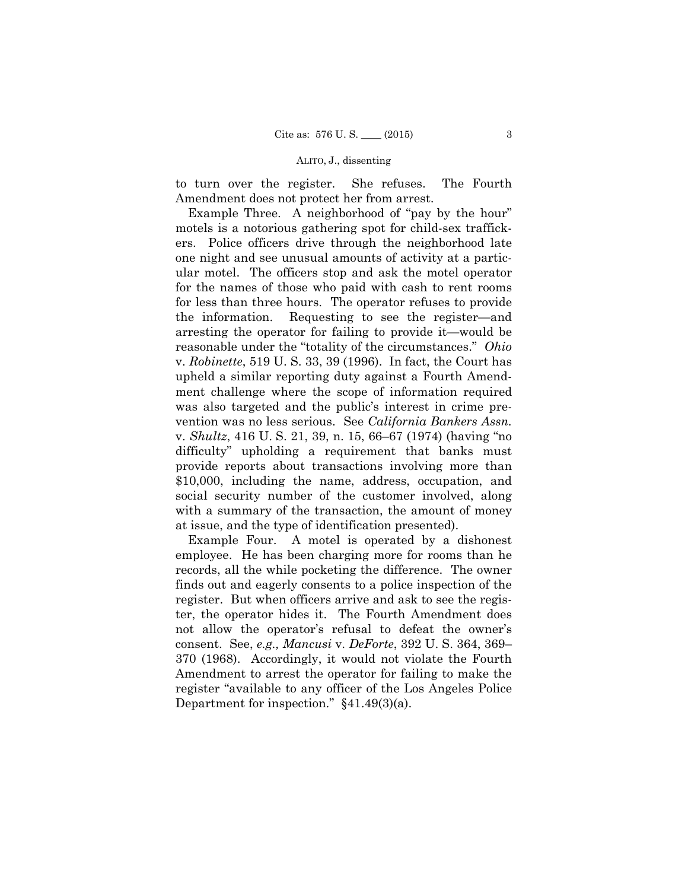to turn over the register. She refuses. The Fourth Amendment does not protect her from arrest.

Example Three. A neighborhood of "pay by the hour" motels is a notorious gathering spot for child-sex traffickers. Police officers drive through the neighborhood late one night and see unusual amounts of activity at a particular motel. The officers stop and ask the motel operator for the names of those who paid with cash to rent rooms for less than three hours. The operator refuses to provide the information. Requesting to see the register—and arresting the operator for failing to provide it—would be reasonable under the "totality of the circumstances." *Ohio* v. *Robinette*, 519 U. S. 33, 39 (1996). In fact, the Court has upheld a similar reporting duty against a Fourth Amendment challenge where the scope of information required was also targeted and the public's interest in crime prevention was no less serious. See *California Bankers Assn.* v. *Shultz*, 416 U. S. 21, 39, n. 15, 66–67 (1974) (having "no difficulty" upholding a requirement that banks must provide reports about transactions involving more than $10,000, including the name, address, occupation, and social security number of the customer involved, along with a summary of the transaction, the amount of money at issue, and the type of identification presented).

Example Four. A motel is operated by a dishonest employee. He has been charging more for rooms than he records, all the while pocketing the difference. The owner finds out and eagerly consents to a police inspection of the register. But when officers arrive and ask to see the register, the operator hides it. The Fourth Amendment does not allow the operator's refusal to defeat the owner's consent. See, *e.g., Mancusi* v. *DeForte*, 392 U. S. 364, 369–370 (1968). Accordingly, it would not violate the Fourth Amendment to arrest the operator for failing to make the register "available to any officer of the Los Angeles Police Department for inspection." §41.49(3)(a).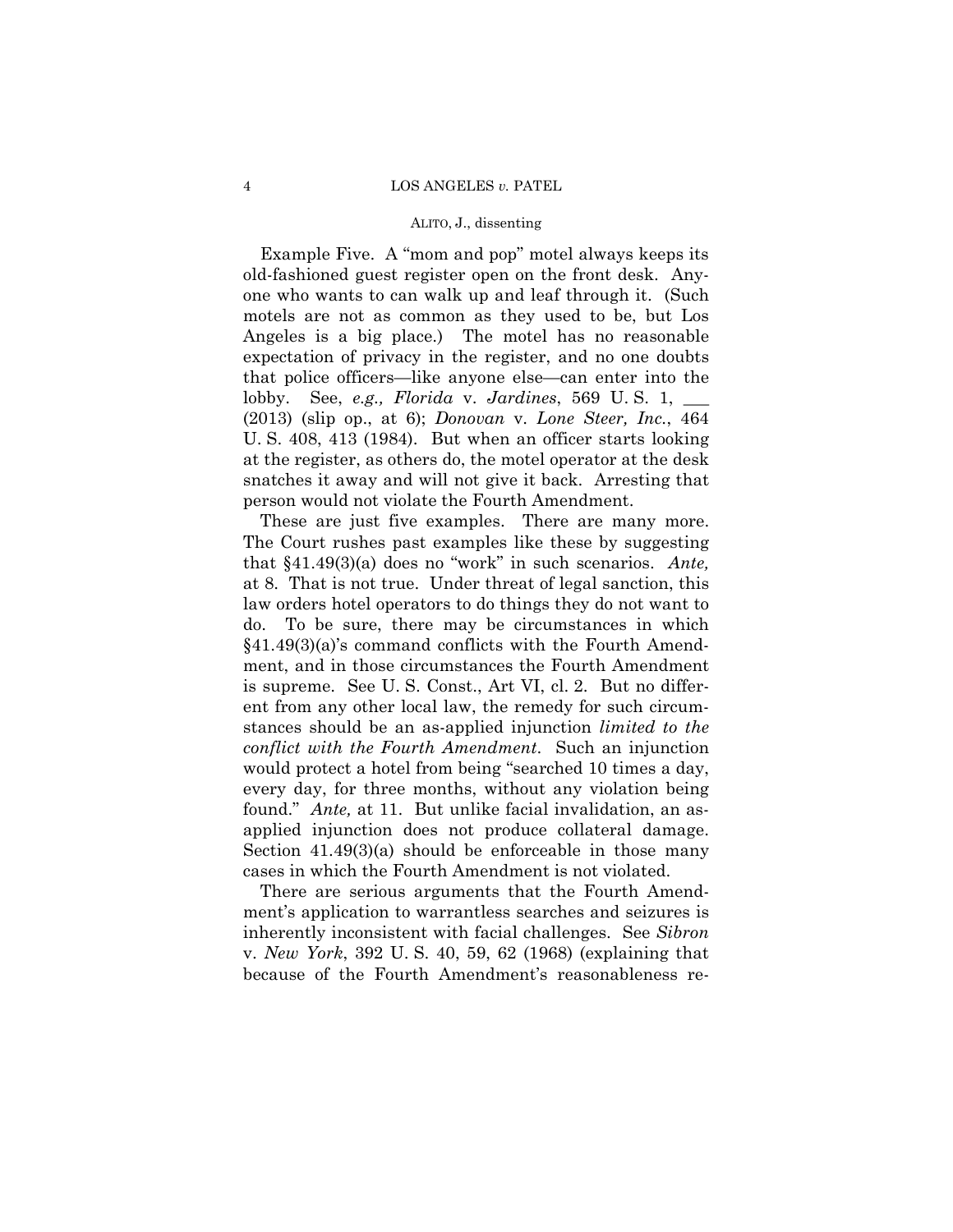Example Five. A "mom and pop" motel always keeps its old-fashioned guest register open on the front desk. Anyone who wants to can walk up and leaf through it. (Such motels are not as common as they used to be, but Los Angeles is a big place.) The motel has no reasonable expectation of privacy in the register, and no one doubts that police officers—like anyone else—can enter into the lobby. See, *e.g., Florida* v. *Jardines*, 569 U. S. 1, ___ (2013) (slip op., at 6); *Donovan* v. *Lone Steer, Inc.*, 464 U. S. 408, 413 (1984). But when an officer starts looking at the register, as others do, the motel operator at the desk snatches it away and will not give it back. Arresting that person would not violate the Fourth Amendment.

These are just five examples. There are many more. The Court rushes past examples like these by suggesting that §41.49(3)(a) does no "work" in such scenarios. *Ante,* at 8. That is not true. Under threat of legal sanction, this law orders hotel operators to do things they do not want to do. To be sure, there may be circumstances in which §41.49(3)(a)'s command conflicts with the Fourth Amendment, and in those circumstances the Fourth Amendment is supreme. See U. S. Const., Art VI, cl. 2. But no different from any other local law, the remedy for such circumstances should be an as-applied injunction *limited to the conflict with the Fourth Amendment*. Such an injunction would protect a hotel from being "searched 10 times a day, every day, for three months, without any violation being found." *Ante,* at 11. But unlike facial invalidation, an as-applied injunction does not produce collateral damage. Section 41.49(3)(a) should be enforceable in those many cases in which the Fourth Amendment is not violated.

There are serious arguments that the Fourth Amendment's application to warrantless searches and seizures is inherently inconsistent with facial challenges. See *Sibron* v. *New York*, 392 U. S. 40, 59, 62 (1968) (explaining that because of the Fourth Amendment's reasonableness re-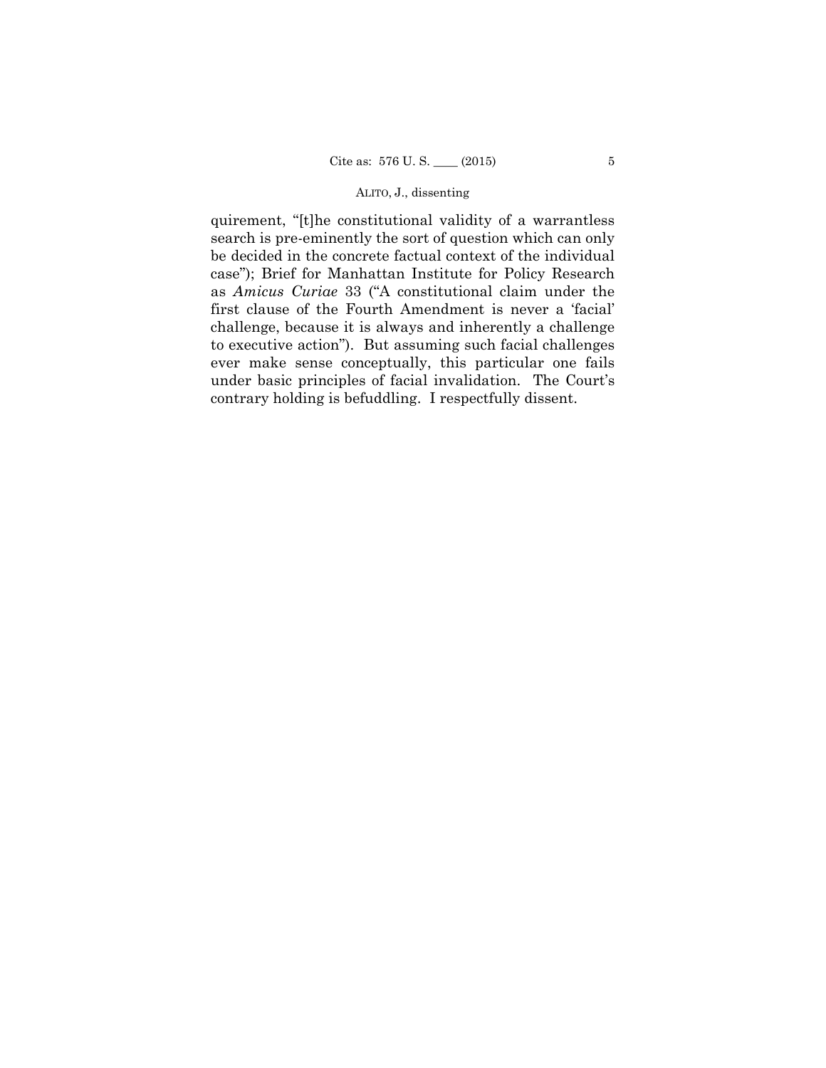quirement, "[t]he constitutional validity of a warrantless search is pre-eminently the sort of question which can only be decided in the concrete factual context of the individual case"); Brief for Manhattan Institute for Policy Research as *Amicus Curiae* 33 ("A constitutional claim under the first clause of the Fourth Amendment is never a 'facial' challenge, because it is always and inherently a challenge to executive action"). But assuming such facial challenges ever make sense conceptually, this particular one fails under basic principles of facial invalidation. The Court's contrary holding is befuddling. I respectfully dissent.